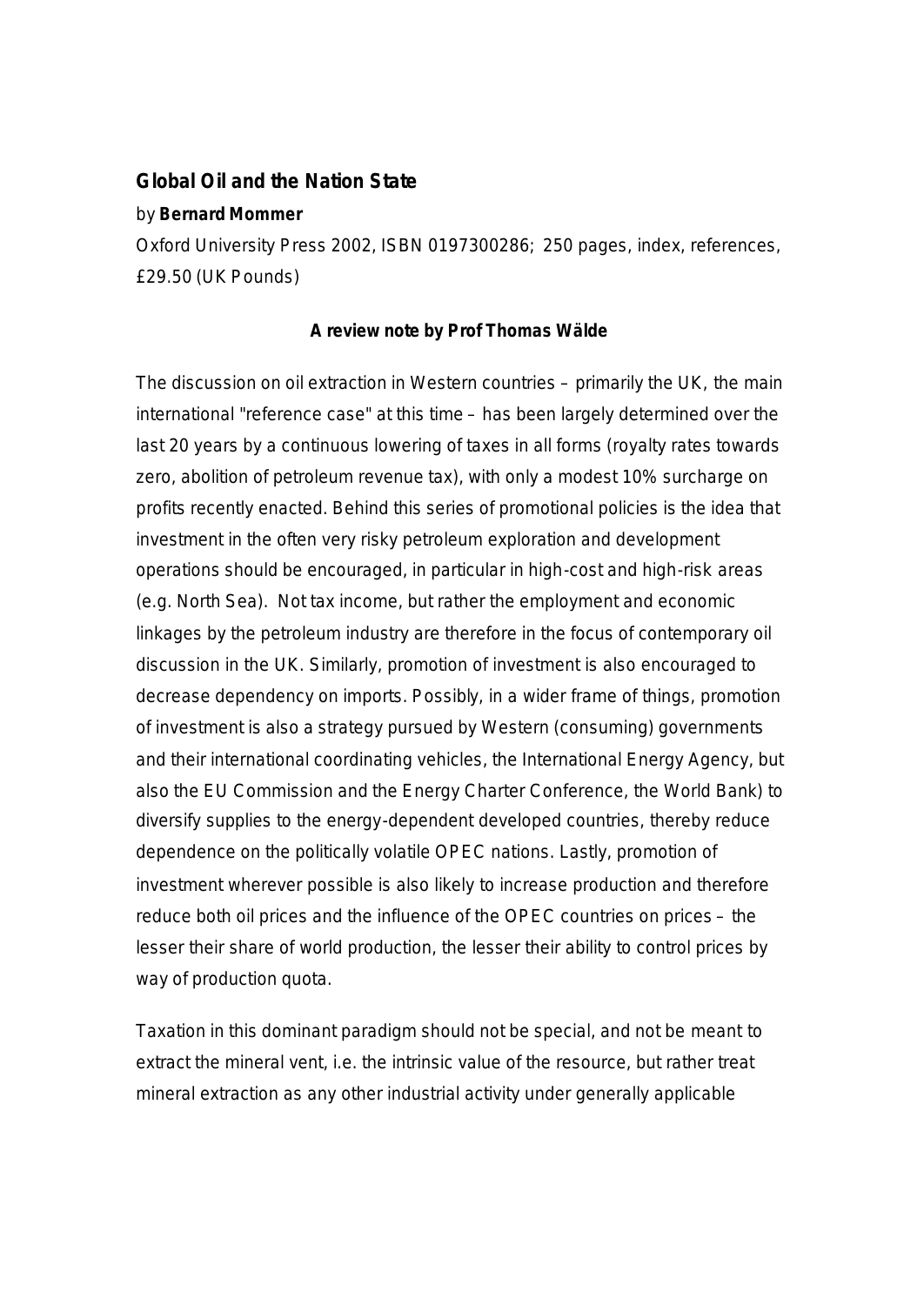## Global Oil and the Nation State

by **Bernard Mommer**

Oxford University Press 2002, ISBN 0197300286; 250 pages, index, references, £29.50 (UK Pounds)

**A review note by Prof Thomas Wälde**

The discussion on oil extraction in Western countries – primarily the UK, the main international "reference case" at this time – has been largely determined over the last 20 years by a continuous lowering of taxes in all forms (royalty rates towards zero, abolition of petroleum revenue tax), with only a modest 10% surcharge on profits recently enacted. Behind this series of promotional policies is the idea that investment in the often very risky petroleum exploration and development operations should be encouraged, in particular in high-cost and high-risk areas (e.g. North Sea). Not tax income, but rather the employment and economic linkages by the petroleum industry are therefore in the focus of contemporary oil discussion in the UK. Similarly, promotion of investment is also encouraged to decrease dependency on imports. Possibly, in a wider frame of things, promotion of investment is also a strategy pursued by Western (consuming) governments and their international coordinating vehicles, the International Energy Agency, but also the EU Commission and the Energy Charter Conference, the World Bank) to diversify supplies to the energy-dependent developed countries, thereby reduce dependence on the politically volatile OPEC nations. Lastly, promotion of investment wherever possible is also likely to increase production and therefore reduce both oil prices and the influence of the OPEC countries on prices – the lesser their share of world production, the lesser their ability to control prices by way of production quota.

Taxation in this dominant paradigm should not be special, and not be meant to extract the mineral vent, i.e. the intrinsic value of the resource, but rather treat mineral extraction as any other industrial activity under generally applicable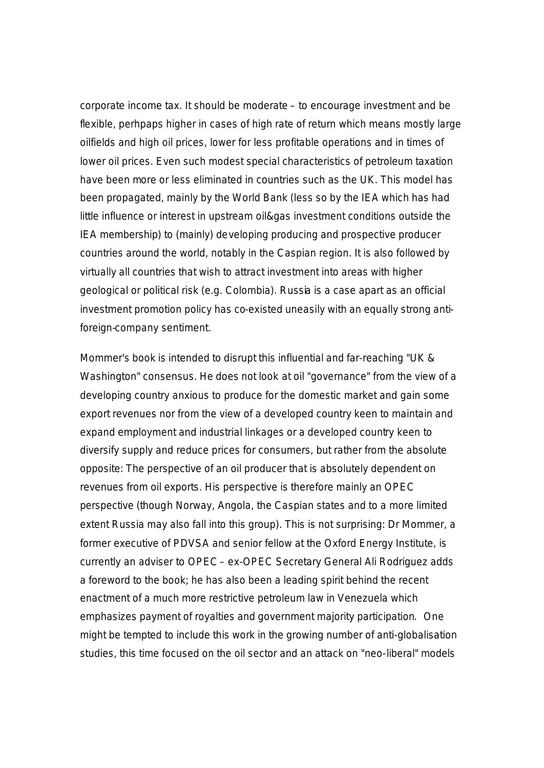corporate income tax. It should be moderate – to encourage investment and be flexible, perhpaps higher in cases of high rate of return which means mostly large oilfields and high oil prices, lower for less profitable operations and in times of lower oil prices. Even such modest special characteristics of petroleum taxation have been more or less eliminated in countries such as the UK. This model has been propagated, mainly by the World Bank (less so by the IEA which has had little influence or interest in upstream oil&gas investment conditions outside the IEA membership) to (mainly) developing producing and prospective producer countries around the world, notably in the Caspian region. It is also followed by virtually all countries that wish to attract investment into areas with higher geological or political risk (e.g. Colombia). Russia is a case apart as an official investment promotion policy has co-existed uneasily with an equally strong anti-foreign-company sentiment.

Mommer's book is intended to disrupt this influential and far-reaching "UK & Washington" consensus. He does not look at oil "governance" from the view of a developing country anxious to produce for the domestic market and gain some export revenues nor from the view of a developed country keen to maintain and expand employment and industrial linkages or a developed country keen to diversify supply and reduce prices for consumers, but rather from the absolute opposite: The perspective of an oil producer that is absolutely dependent on revenues from oil exports. His perspective is therefore mainly an OPEC perspective (though Norway, Angola, the Caspian states and to a more limited extent Russia may also fall into this group). This is not surprising: Dr Mommer, a former executive of PDVSA and senior fellow at the Oxford Energy Institute, is currently an adviser to OPEC – ex-OPEC Secretary General Ali Rodriguez adds a foreword to the book; he has also been a leading spirit behind the recent enactment of a much more restrictive petroleum law in Venezuela which emphasizes payment of royalties and government majority participation. One might be tempted to include this work in the growing number of anti-globalisation studies, this time focused on the oil sector and an attack on "neo-liberal" models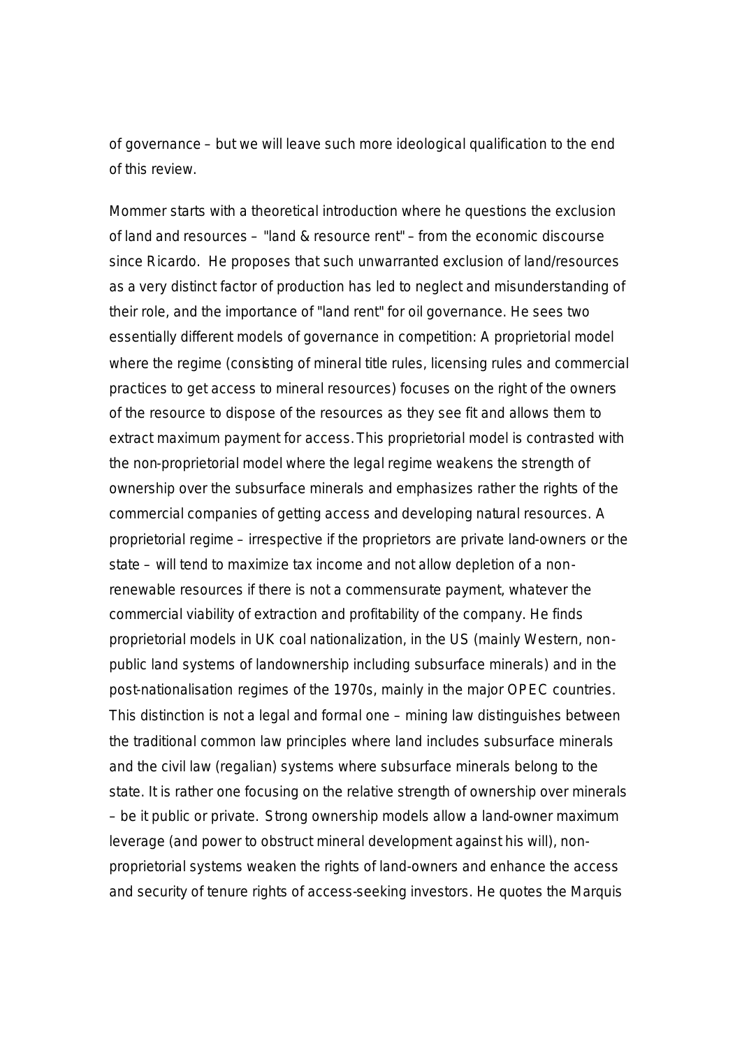of governance – but we will leave such more ideological qualification to the end of this review.

Mommer starts with a theoretical introduction where he questions the exclusion of land and resources – "land & resource rent" – from the economic discourse since Ricardo. He proposes that such unwarranted exclusion of land/resources as a very distinct factor of production has led to neglect and misunderstanding of their role, and the importance of "land rent" for oil governance. He sees two essentially different models of governance in competition: A proprietorial model where the regime (consisting of mineral title rules, licensing rules and commercial practices to get access to mineral resources) focuses on the right of the owners of the resource to dispose of the resources as they see fit and allows them to extract maximum payment for access. This proprietorial model is contrasted with the non-proprietorial model where the legal regime weakens the strength of ownership over the subsurface minerals and emphasizes rather the rights of the commercial companies of getting access and developing natural resources. A proprietorial regime – irrespective if the proprietors are private land-owners or the state – will tend to maximize tax income and not allow depletion of a non-renewable resources if there is not a commensurate payment, whatever the commercial viability of extraction and profitability of the company. He finds proprietorial models in UK coal nationalization, in the US (mainly Western, non-public land systems of landownership including subsurface minerals) and in the post-nationalisation regimes of the 1970s, mainly in the major OPEC countries. This distinction is not a legal and formal one – mining law distinguishes between the traditional common law principles where land includes subsurface minerals and the civil law (regalian) systems where subsurface minerals belong to the state. It is rather one focusing on the relative strength of ownership over minerals – be it public or private. Strong ownership models allow a land-owner maximum leverage (and power to obstruct mineral development against his will), non-proprietorial systems weaken the rights of land-owners and enhance the access and security of tenure rights of access-seeking investors. He quotes the Marquis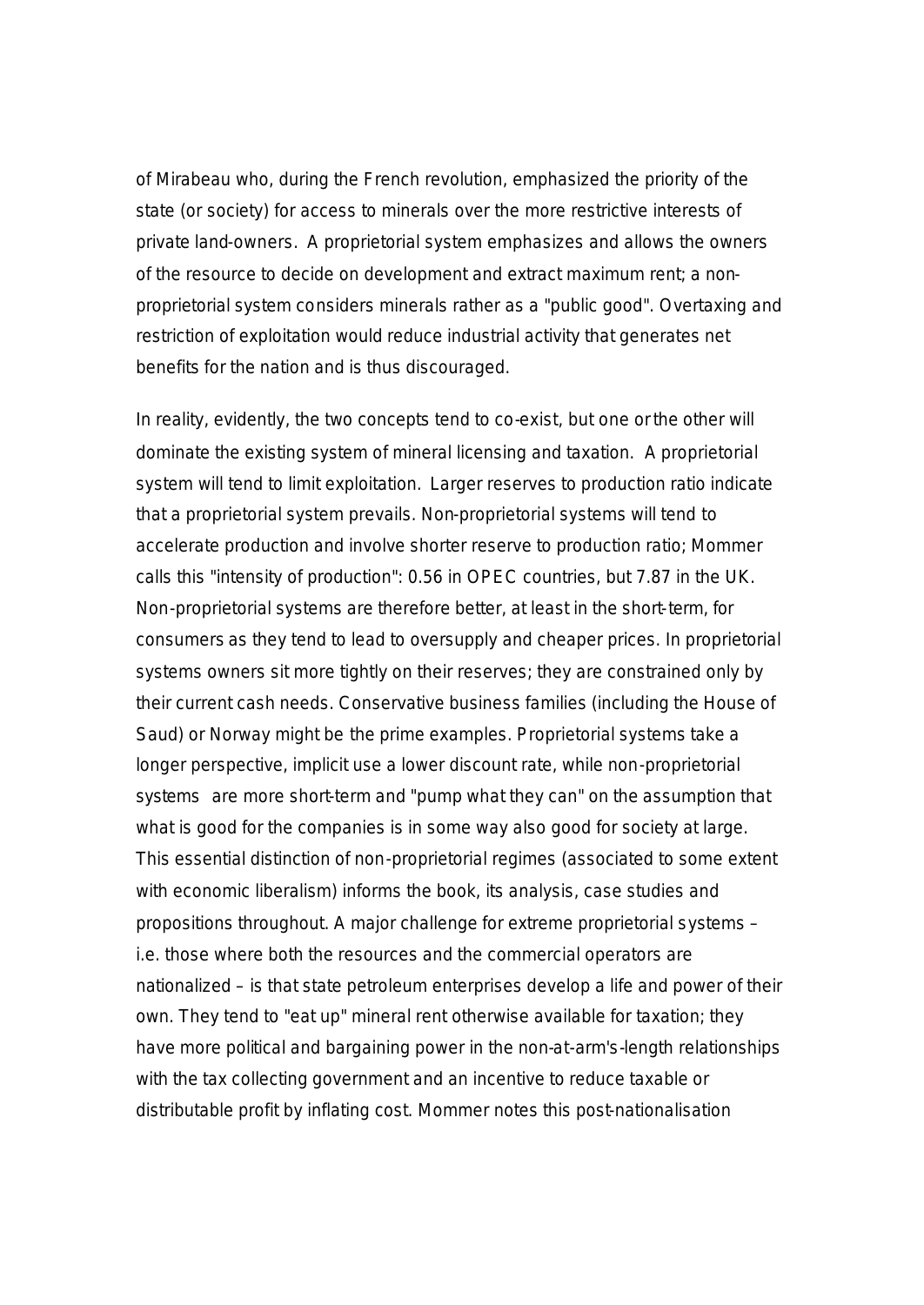of Mirabeau who, during the French revolution, emphasized the priority of the state (or society) for access to minerals over the more restrictive interests of private land-owners. A proprietorial system emphasizes and allows the owners of the resource to decide on development and extract maximum rent; a non-proprietorial system considers minerals rather as a "public good". Overtaxing and restriction of exploitation would reduce industrial activity that generates net benefits for the nation and is thus discouraged.

In reality, evidently, the two concepts tend to co-exist, but one or the other will dominate the existing system of mineral licensing and taxation. A proprietorial system will tend to limit exploitation. Larger reserves to production ratio indicate that a proprietorial system prevails. Non-proprietorial systems will tend to accelerate production and involve shorter reserve to production ratio; Mommer calls this "intensity of production": 0.56 in OPEC countries, but 7.87 in the UK. Non-proprietorial systems are therefore better, at least in the short-term, for consumers as they tend to lead to oversupply and cheaper prices. In proprietorial systems owners sit more tightly on their reserves; they are constrained only by their current cash needs. Conservative business families (including the House of Saud) or Norway might be the prime examples. Proprietorial systems take a longer perspective, implicit use a lower discount rate, while non-proprietorial systems are more short-term and "pump what they can" on the assumption that what is good for the companies is in some way also good for society at large. This essential distinction of non-proprietorial regimes (associated to some extent with economic liberalism) informs the book, its analysis, case studies and propositions throughout. A major challenge for extreme proprietorial systems – i.e. those where both the resources and the commercial operators are nationalized – is that state petroleum enterprises develop a life and power of their own. They tend to "eat up" mineral rent otherwise available for taxation; they have more political and bargaining power in the non-at-arm's-length relationships with the tax collecting government and an incentive to reduce taxable or distributable profit by inflating cost. Mommer notes this post-nationalisation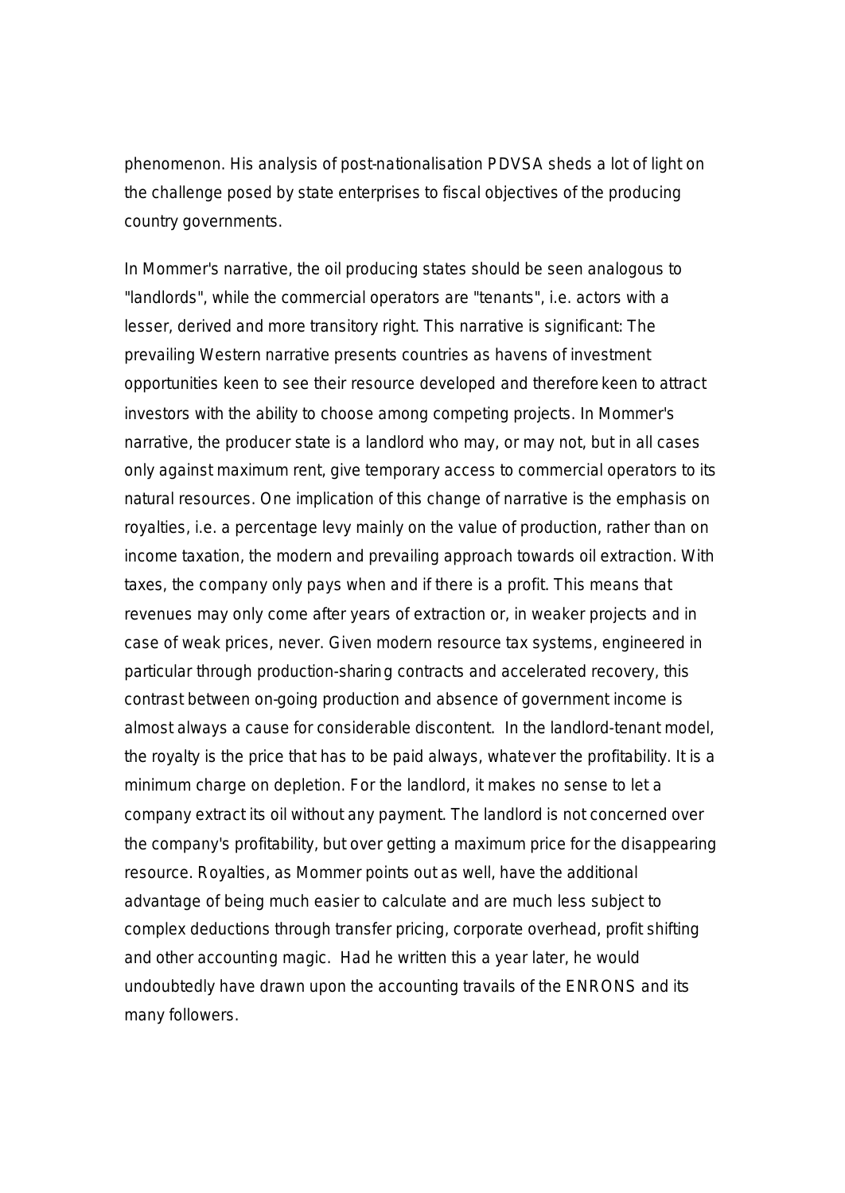phenomenon. His analysis of post-nationalisation PDVSA sheds a lot of light on the challenge posed by state enterprises to fiscal objectives of the producing country governments.

In Mommer's narrative, the oil producing states should be seen analogous to "landlords", while the commercial operators are "tenants", i.e. actors with a lesser, derived and more transitory right. This narrative is significant: The prevailing Western narrative presents countries as havens of investment opportunities keen to see their resource developed and therefore keen to attract investors with the ability to choose among competing projects. In Mommer's narrative, the producer state is a landlord who may, or may not, but in all cases only against maximum rent, give temporary access to commercial operators to its natural resources. One implication of this change of narrative is the emphasis on royalties, i.e. a percentage levy mainly on the value of production, rather than on income taxation, the modern and prevailing approach towards oil extraction. With taxes, the company only pays when and if there is a profit. This means that revenues may only come after years of extraction or, in weaker projects and in case of weak prices, never. Given modern resource tax systems, engineered in particular through production-sharing contracts and accelerated recovery, this contrast between on-going production and absence of government income is almost always a cause for considerable discontent. In the landlord-tenant model, the royalty is the price that has to be paid always, whatever the profitability. It is a minimum charge on depletion. For the landlord, it makes no sense to let a company extract its oil without any payment. The landlord is not concerned over the company's profitability, but over getting a maximum price for the disappearing resource. Royalties, as Mommer points out as well, have the additional advantage of being much easier to calculate and are much less subject to complex deductions through transfer pricing, corporate overhead, profit shifting and other accounting magic. Had he written this a year later, he would undoubtedly have drawn upon the accounting travails of the ENRONS and its many followers.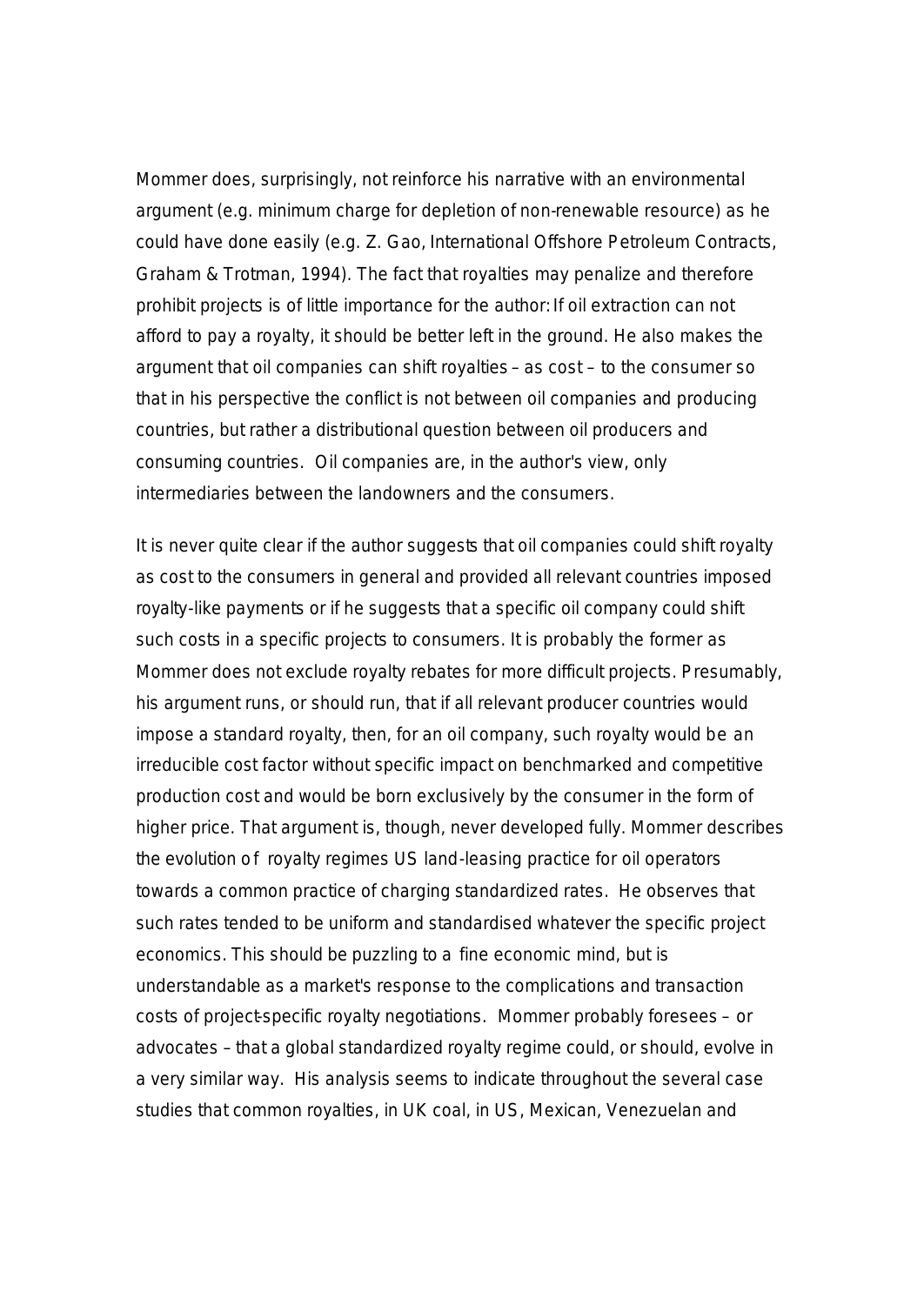Mommer does, surprisingly, not reinforce his narrative with an environmental argument (e.g. minimum charge for depletion of non-renewable resource) as he could have done easily (e.g. Z. Gao, International Offshore Petroleum Contracts, Graham & Trotman, 1994). The fact that royalties may penalize and therefore prohibit projects is of little importance for the author: If oil extraction can not afford to pay a royalty, it should be better left in the ground. He also makes the argument that oil companies can shift royalties – as cost – to the consumer so that in his perspective the conflict is not between oil companies and producing countries, but rather a distributional question between oil producers and consuming countries. Oil companies are, in the author's view, only intermediaries between the landowners and the consumers.

It is never quite clear if the author suggests that oil companies could shift royalty as cost to the consumers in general and provided all relevant countries imposed royalty-like payments or if he suggests that a specific oil company could shift such costs in a specific projects to consumers. It is probably the former as Mommer does not exclude royalty rebates for more difficult projects. Presumably, his argument runs, or should run, that if all relevant producer countries would impose a standard royalty, then, for an oil company, such royalty would be an irreducible cost factor without specific impact on benchmarked and competitive production cost and would be born exclusively by the consumer in the form of higher price. That argument is, though, never developed fully. Mommer describes the evolution of royalty regimes US land-leasing practice for oil operators towards a common practice of charging standardized rates. He observes that such rates tended to be uniform and standardised whatever the specific project economics. This should be puzzling to a fine economic mind, but is understandable as a market's response to the complications and transaction costs of project-specific royalty negotiations. Mommer probably foresees – or advocates – that a global standardized royalty regime could, or should, evolve in a very similar way. His analysis seems to indicate throughout the several case studies that common royalties, in UK coal, in US, Mexican, Venezuelan and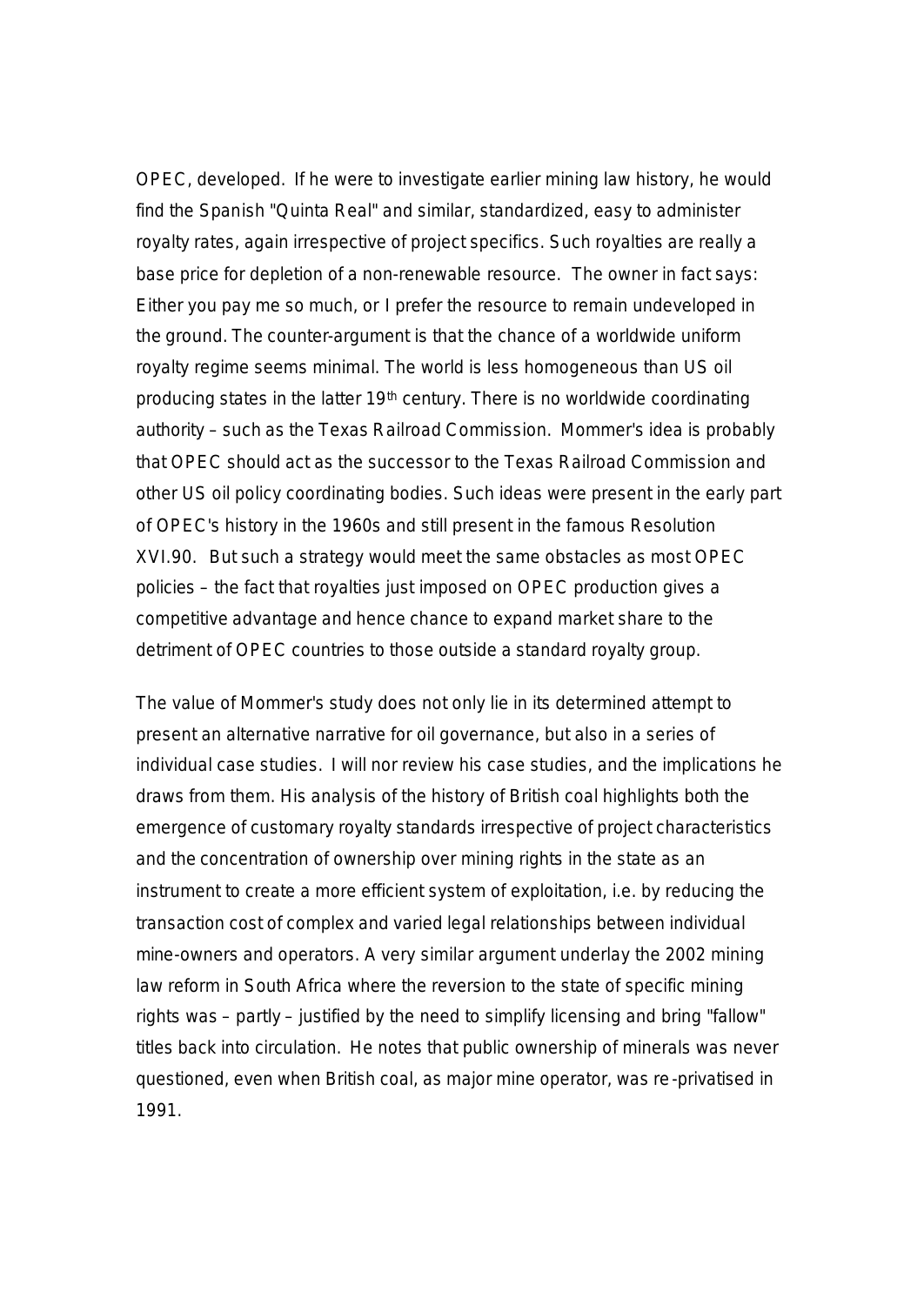OPEC, developed. If he were to investigate earlier mining law history, he would find the Spanish "Quinta Real" and similar, standardized, easy to administer royalty rates, again irrespective of project specifics. Such royalties are really a base price for depletion of a non-renewable resource. The owner in fact says: Either you pay me so much, or I prefer the resource to remain undeveloped in the ground. The counter-argument is that the chance of a worldwide uniform royalty regime seems minimal. The world is less homogeneous than US oil producing states in the latter 19th century. There is no worldwide coordinating authority – such as the Texas Railroad Commission. Mommer's idea is probably that OPEC should act as the successor to the Texas Railroad Commission and other US oil policy coordinating bodies. Such ideas were present in the early part of OPEC's history in the 1960s and still present in the famous Resolution XVI.90. But such a strategy would meet the same obstacles as most OPEC policies – the fact that royalties just imposed on OPEC production gives a competitive advantage and hence chance to expand market share to the detriment of OPEC countries to those outside a standard royalty group.

The value of Mommer's study does not only lie in its determined attempt to present an alternative narrative for oil governance, but also in a series of individual case studies. I will nor review his case studies, and the implications he draws from them. His analysis of the history of British coal highlights both the emergence of customary royalty standards irrespective of project characteristics and the concentration of ownership over mining rights in the state as an instrument to create a more efficient system of exploitation, i.e. by reducing the transaction cost of complex and varied legal relationships between individual mine-owners and operators. A very similar argument underlay the 2002 mining law reform in South Africa where the reversion to the state of specific mining rights was – partly – justified by the need to simplify licensing and bring "fallow" titles back into circulation. He notes that public ownership of minerals was never questioned, even when British coal, as major mine operator, was re-privatised in 1991.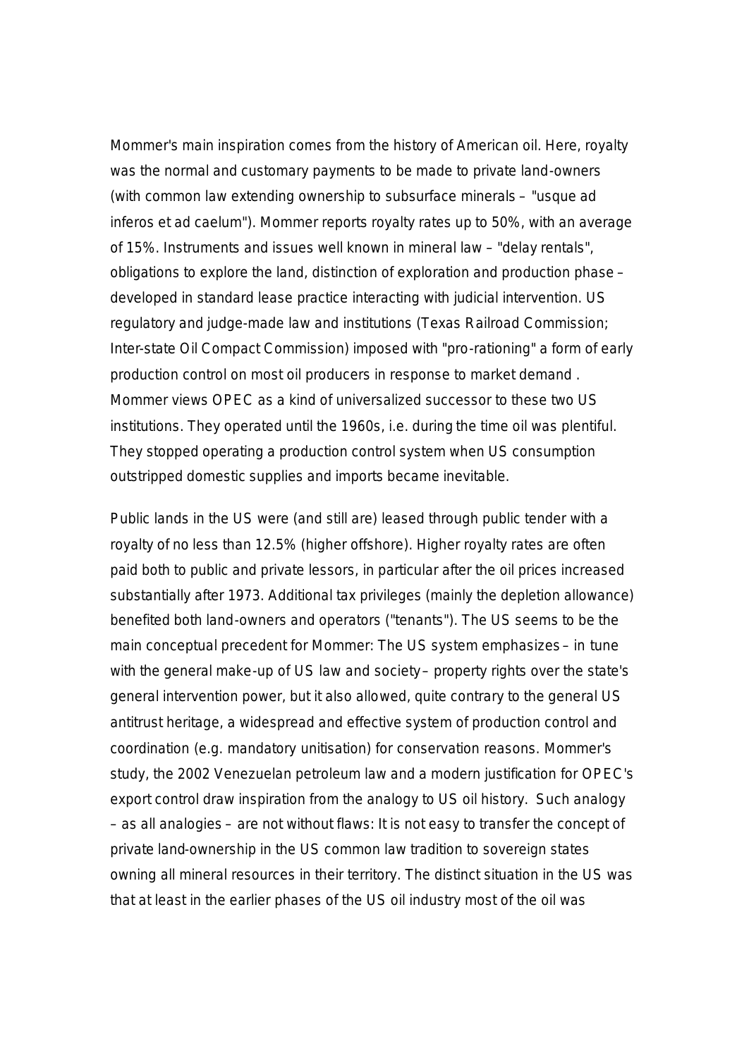Mommer's main inspiration comes from the history of American oil. Here, royalty was the normal and customary payments to be made to private land-owners (with common law extending ownership to subsurface minerals – "usque ad inferos et ad caelum"). Mommer reports royalty rates up to 50%, with an average of 15%. Instruments and issues well known in mineral law – "delay rentals", obligations to explore the land, distinction of exploration and production phase – developed in standard lease practice interacting with judicial intervention. US regulatory and judge-made law and institutions (Texas Railroad Commission; Inter-state Oil Compact Commission) imposed with "pro-rationing" a form of early production control on most oil producers in response to market demand . Mommer views OPEC as a kind of universalized successor to these two US institutions. They operated until the 1960s, i.e. during the time oil was plentiful. They stopped operating a production control system when US consumption outstripped domestic supplies and imports became inevitable.

Public lands in the US were (and still are) leased through public tender with a royalty of no less than 12.5% (higher offshore). Higher royalty rates are often paid both to public and private lessors, in particular after the oil prices increased substantially after 1973. Additional tax privileges (mainly the depletion allowance) benefited both land-owners and operators ("tenants"). The US seems to be the main conceptual precedent for Mommer: The US system emphasizes – in tune with the general make-up of US law and society – property rights over the state's general intervention power, but it also allowed, quite contrary to the general US antitrust heritage, a widespread and effective system of production control and coordination (e.g. mandatory unitisation) for conservation reasons. Mommer's study, the 2002 Venezuelan petroleum law and a modern justification for OPEC's export control draw inspiration from the analogy to US oil history. Such analogy – as all analogies – are not without flaws: It is not easy to transfer the concept of private land-ownership in the US common law tradition to sovereign states owning all mineral resources in their territory. The distinct situation in the US was that at least in the earlier phases of the US oil industry most of the oil was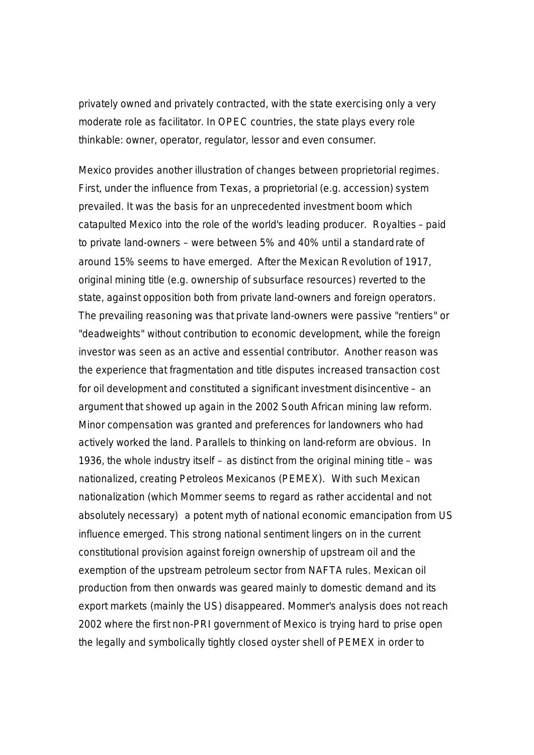privately owned and privately contracted, with the state exercising only a very moderate role as facilitator. In OPEC countries, the state plays every role thinkable: owner, operator, regulator, lessor and even consumer.

Mexico provides another illustration of changes between proprietorial regimes. First, under the influence from Texas, a proprietorial (e.g. accession) system prevailed. It was the basis for an unprecedented investment boom which catapulted Mexico into the role of the world's leading producer. Royalties – paid to private land-owners – were between 5% and 40% until a standard rate of around 15% seems to have emerged. After the Mexican Revolution of 1917, original mining title (e.g. ownership of subsurface resources) reverted to the state, against opposition both from private land-owners and foreign operators. The prevailing reasoning was that private land-owners were passive "rentiers" or "deadweights" without contribution to economic development, while the foreign investor was seen as an active and essential contributor. Another reason was the experience that fragmentation and title disputes increased transaction cost for oil development and constituted a significant investment disincentive – an argument that showed up again in the 2002 South African mining law reform. Minor compensation was granted and preferences for landowners who had actively worked the land. Parallels to thinking on land-reform are obvious. In 1936, the whole industry itself – as distinct from the original mining title – was nationalized, creating Petroleos Mexicanos (PEMEX). With such Mexican nationalization (which Mommer seems to regard as rather accidental and not absolutely necessary) a potent myth of national economic emancipation from US influence emerged. This strong national sentiment lingers on in the current constitutional provision against foreign ownership of upstream oil and the exemption of the upstream petroleum sector from NAFTA rules. Mexican oil production from then onwards was geared mainly to domestic demand and its export markets (mainly the US) disappeared. Mommer's analysis does not reach 2002 where the first non-PRI government of Mexico is trying hard to prise open the legally and symbolically tightly closed oyster shell of PEMEX in order to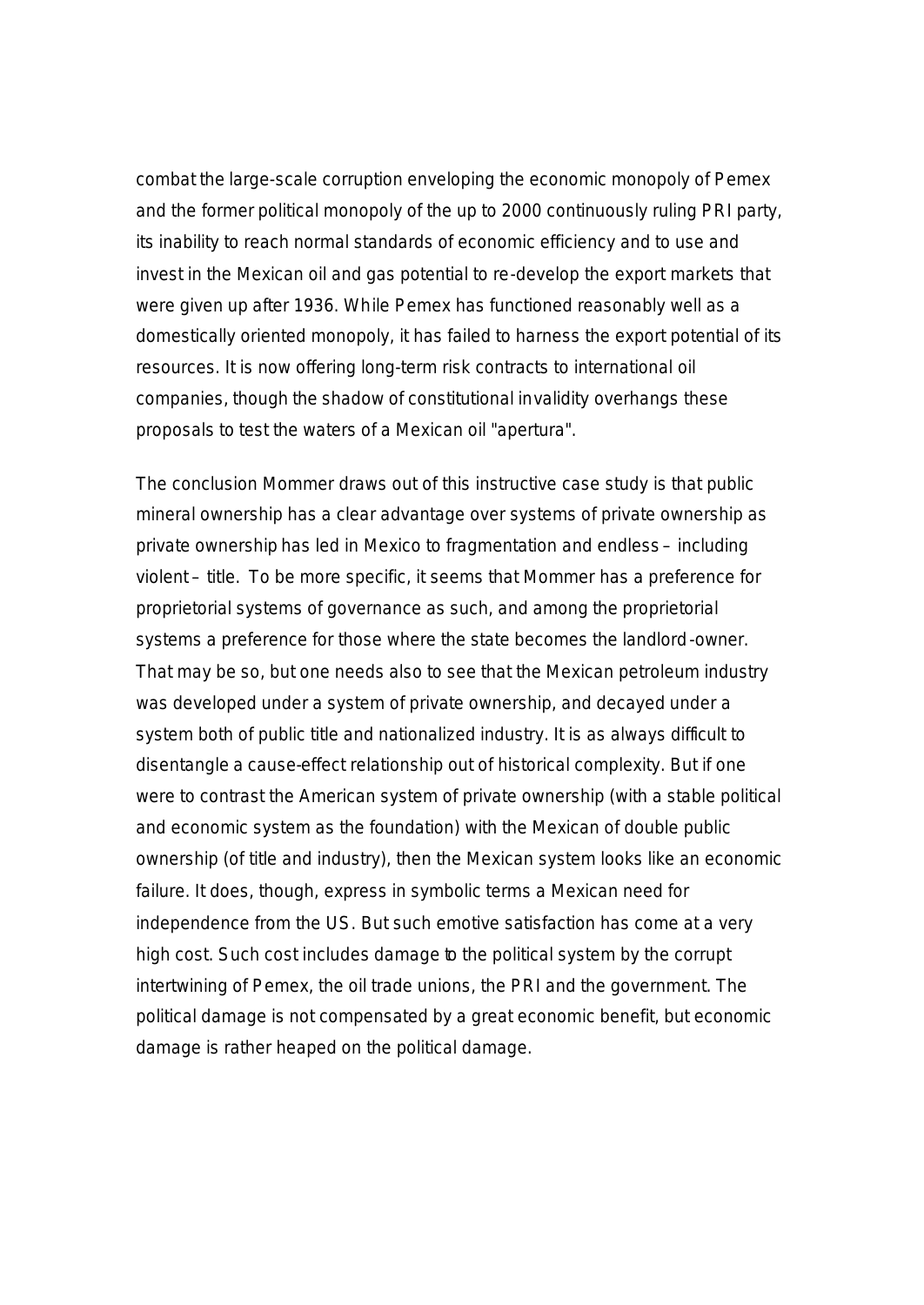combat the large-scale corruption enveloping the economic monopoly of Pemex and the former political monopoly of the up to 2000 continuously ruling PRI party, its inability to reach normal standards of economic efficiency and to use and invest in the Mexican oil and gas potential to re-develop the export markets that were given up after 1936. While Pemex has functioned reasonably well as a domestically oriented monopoly, it has failed to harness the export potential of its resources. It is now offering long-term risk contracts to international oil companies, though the shadow of constitutional invalidity overhangs these proposals to test the waters of a Mexican oil "apertura".

The conclusion Mommer draws out of this instructive case study is that public mineral ownership has a clear advantage over systems of private ownership as private ownership has led in Mexico to fragmentation and endless – including violent – title. To be more specific, it seems that Mommer has a preference for proprietorial systems of governance as such, and among the proprietorial systems a preference for those where the state becomes the landlord-owner. That may be so, but one needs also to see that the Mexican petroleum industry was developed under a system of private ownership, and decayed under a system both of public title and nationalized industry. It is as always difficult to disentangle a cause-effect relationship out of historical complexity. But if one were to contrast the American system of private ownership (with a stable political and economic system as the foundation) with the Mexican of double public ownership (of title and industry), then the Mexican system looks like an economic failure. It does, though, express in symbolic terms a Mexican need for independence from the US. But such emotive satisfaction has come at a very high cost. Such cost includes damage to the political system by the corrupt intertwining of Pemex, the oil trade unions, the PRI and the government. The political damage is not compensated by a great economic benefit, but economic damage is rather heaped on the political damage.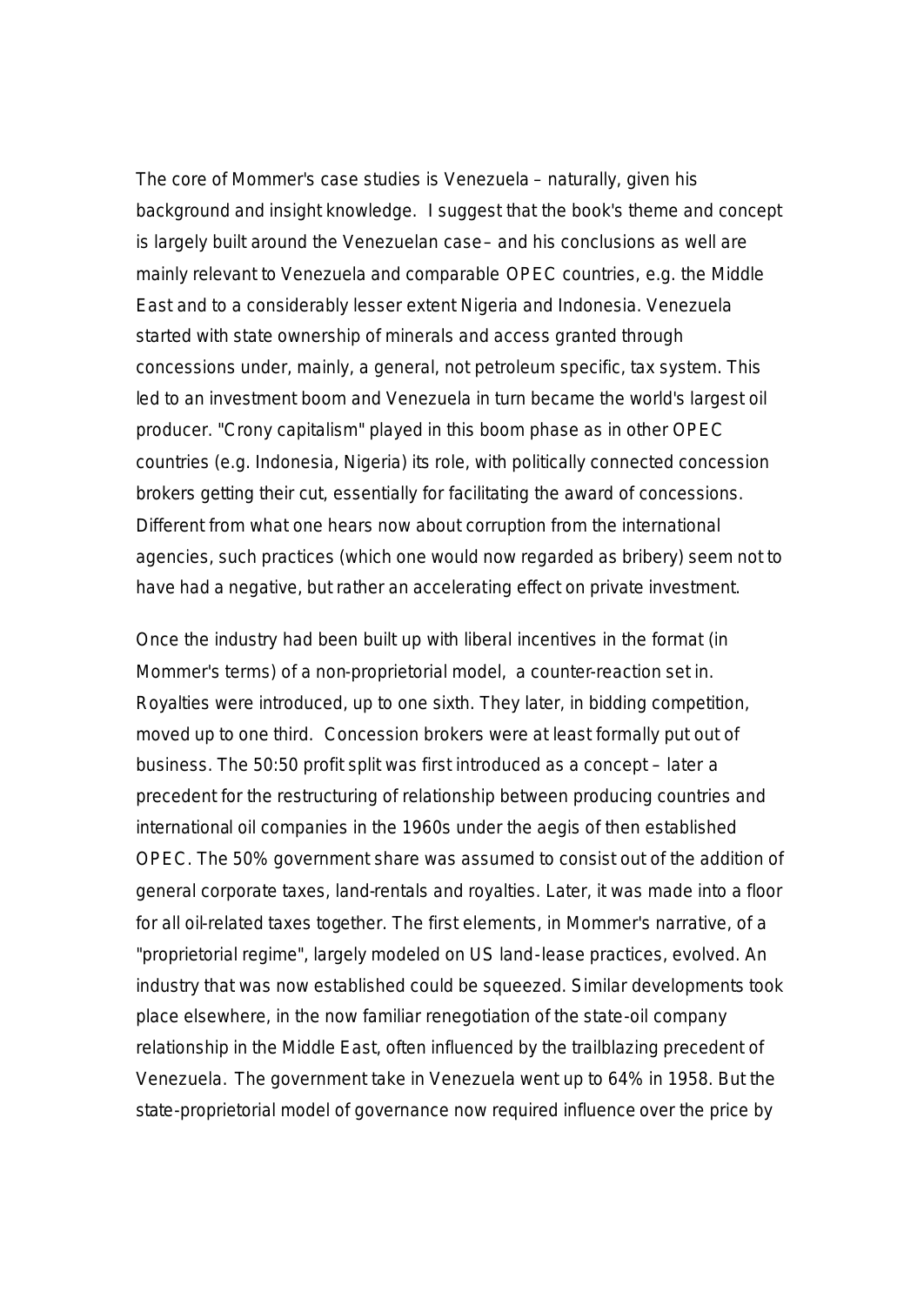The core of Mommer's case studies is Venezuela – naturally, given his background and insight knowledge. I suggest that the book's theme and concept is largely built around the Venezuelan case – and his conclusions as well are mainly relevant to Venezuela and comparable OPEC countries, e.g. the Middle East and to a considerably lesser extent Nigeria and Indonesia. Venezuela started with state ownership of minerals and access granted through concessions under, mainly, a general, not petroleum specific, tax system. This led to an investment boom and Venezuela in turn became the world's largest oil producer. "Crony capitalism" played in this boom phase as in other OPEC countries (e.g. Indonesia, Nigeria) its role, with politically connected concession brokers getting their cut, essentially for facilitating the award of concessions. Different from what one hears now about corruption from the international agencies, such practices (which one would now regarded as bribery) seem not to have had a negative, but rather an accelerating effect on private investment.

Once the industry had been built up with liberal incentives in the format (in Mommer's terms) of a non-proprietorial model, a counter-reaction set in. Royalties were introduced, up to one sixth. They later, in bidding competition, moved up to one third. Concession brokers were at least formally put out of business. The 50:50 profit split was first introduced as a concept – later a precedent for the restructuring of relationship between producing countries and international oil companies in the 1960s under the aegis of then established OPEC. The 50% government share was assumed to consist out of the addition of general corporate taxes, land-rentals and royalties. Later, it was made into a floor for all oil-related taxes together. The first elements, in Mommer's narrative, of a "proprietorial regime", largely modeled on US land-lease practices, evolved. An industry that was now established could be squeezed. Similar developments took place elsewhere, in the now familiar renegotiation of the state-oil company relationship in the Middle East, often influenced by the trailblazing precedent of Venezuela. The government take in Venezuela went up to 64% in 1958. But the state-proprietorial model of governance now required influence over the price by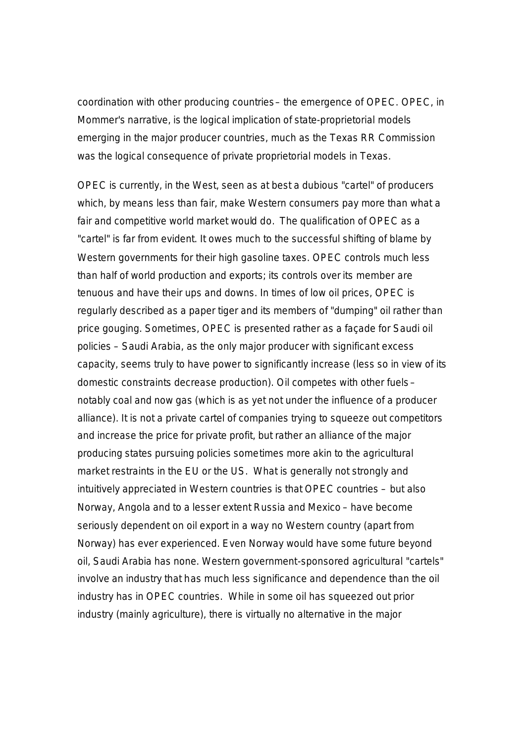coordination with other producing countries – the emergence of OPEC. OPEC, in Mommer's narrative, is the logical implication of state-proprietorial models emerging in the major producer countries, much as the Texas RR Commission was the logical consequence of private proprietorial models in Texas.

OPEC is currently, in the West, seen as at best a dubious "cartel" of producers which, by means less than fair, make Western consumers pay more than what a fair and competitive world market would do. The qualification of OPEC as a "cartel" is far from evident. It owes much to the successful shifting of blame by Western governments for their high gasoline taxes. OPEC controls much less than half of world production and exports; its controls over its member are tenuous and have their ups and downs. In times of low oil prices, OPEC is regularly described as a paper tiger and its members of "dumping" oil rather than price gouging. Sometimes, OPEC is presented rather as a façade for Saudi oil policies – Saudi Arabia, as the only major producer with significant excess capacity, seems truly to have power to significantly increase (less so in view of its domestic constraints decrease production). Oil competes with other fuels – notably coal and now gas (which is as yet not under the influence of a producer alliance). It is not a private cartel of companies trying to squeeze out competitors and increase the price for private profit, but rather an alliance of the major producing states pursuing policies sometimes more akin to the agricultural market restraints in the EU or the US. What is generally not strongly and intuitively appreciated in Western countries is that OPEC countries – but also Norway, Angola and to a lesser extent Russia and Mexico – have become seriously dependent on oil export in a way no Western country (apart from Norway) has ever experienced. Even Norway would have some future beyond oil, Saudi Arabia has none. Western government-sponsored agricultural "cartels" involve an industry that has much less significance and dependence than the oil industry has in OPEC countries. While in some oil has squeezed out prior industry (mainly agriculture), there is virtually no alternative in the major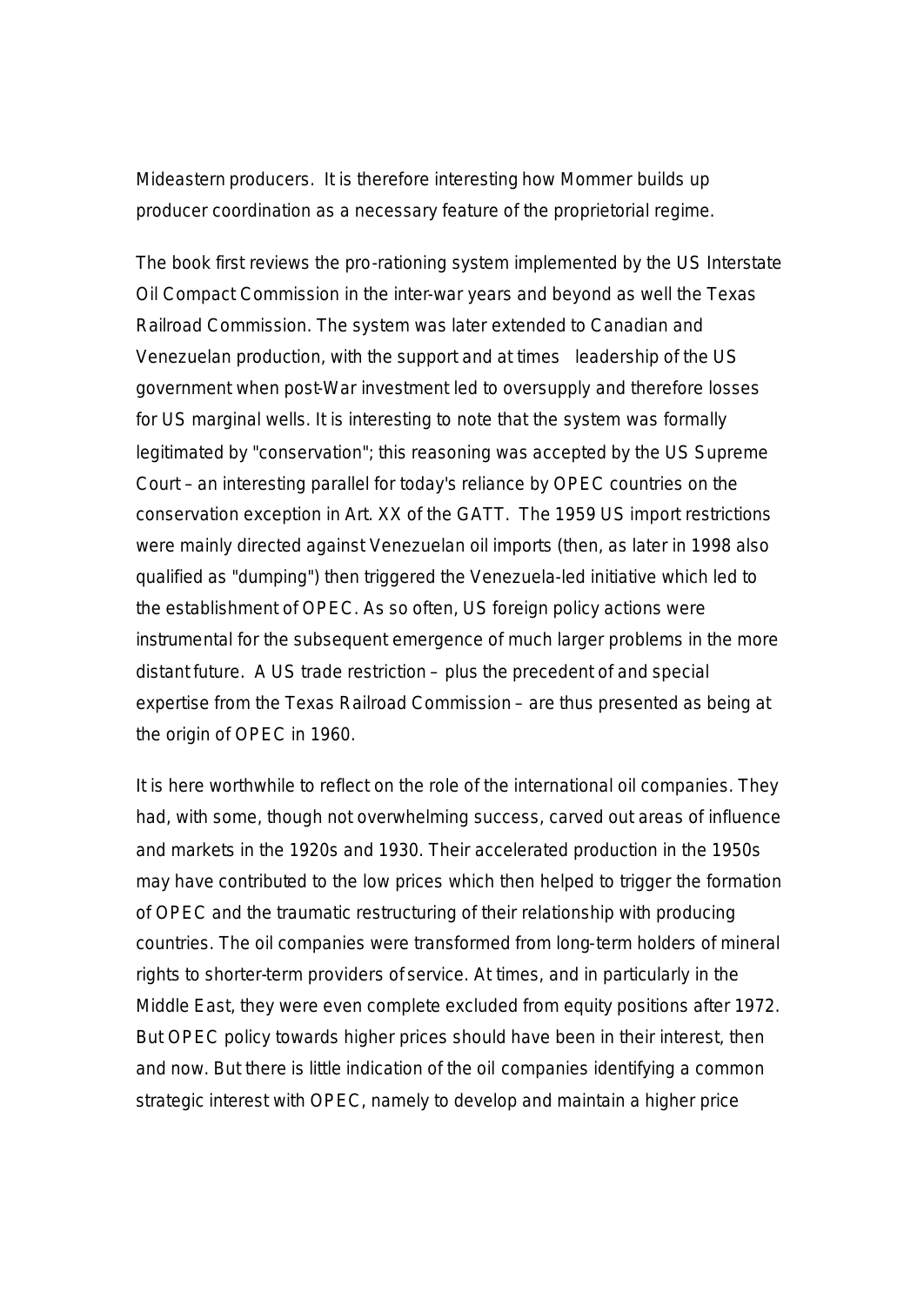Mideastern producers. It is therefore interesting how Mommer builds up producer coordination as a necessary feature of the proprietorial regime.

The book first reviews the pro-rationing system implemented by the US Interstate Oil Compact Commission in the inter-war years and beyond as well the Texas Railroad Commission. The system was later extended to Canadian and Venezuelan production, with the support and at times leadership of the US government when post-War investment led to oversupply and therefore losses for US marginal wells. It is interesting to note that the system was formally legitimated by "conservation"; this reasoning was accepted by the US Supreme Court – an interesting parallel for today's reliance by OPEC countries on the conservation exception in Art. XX of the GATT. The 1959 US import restrictions were mainly directed against Venezuelan oil imports (then, as later in 1998 also qualified as "dumping") then triggered the Venezuela-led initiative which led to the establishment of OPEC. As so often, US foreign policy actions were instrumental for the subsequent emergence of much larger problems in the more distant future. A US trade restriction – plus the precedent of and special expertise from the Texas Railroad Commission – are thus presented as being at the origin of OPEC in 1960.

It is here worthwhile to reflect on the role of the international oil companies. They had, with some, though not overwhelming success, carved out areas of influence and markets in the 1920s and 1930. Their accelerated production in the 1950s may have contributed to the low prices which then helped to trigger the formation of OPEC and the traumatic restructuring of their relationship with producing countries. The oil companies were transformed from long-term holders of mineral rights to shorter-term providers of service. At times, and in particularly in the Middle East, they were even complete excluded from equity positions after 1972. But OPEC policy towards higher prices should have been in their interest, then and now. But there is little indication of the oil companies identifying a common strategic interest with OPEC, namely to develop and maintain a higher price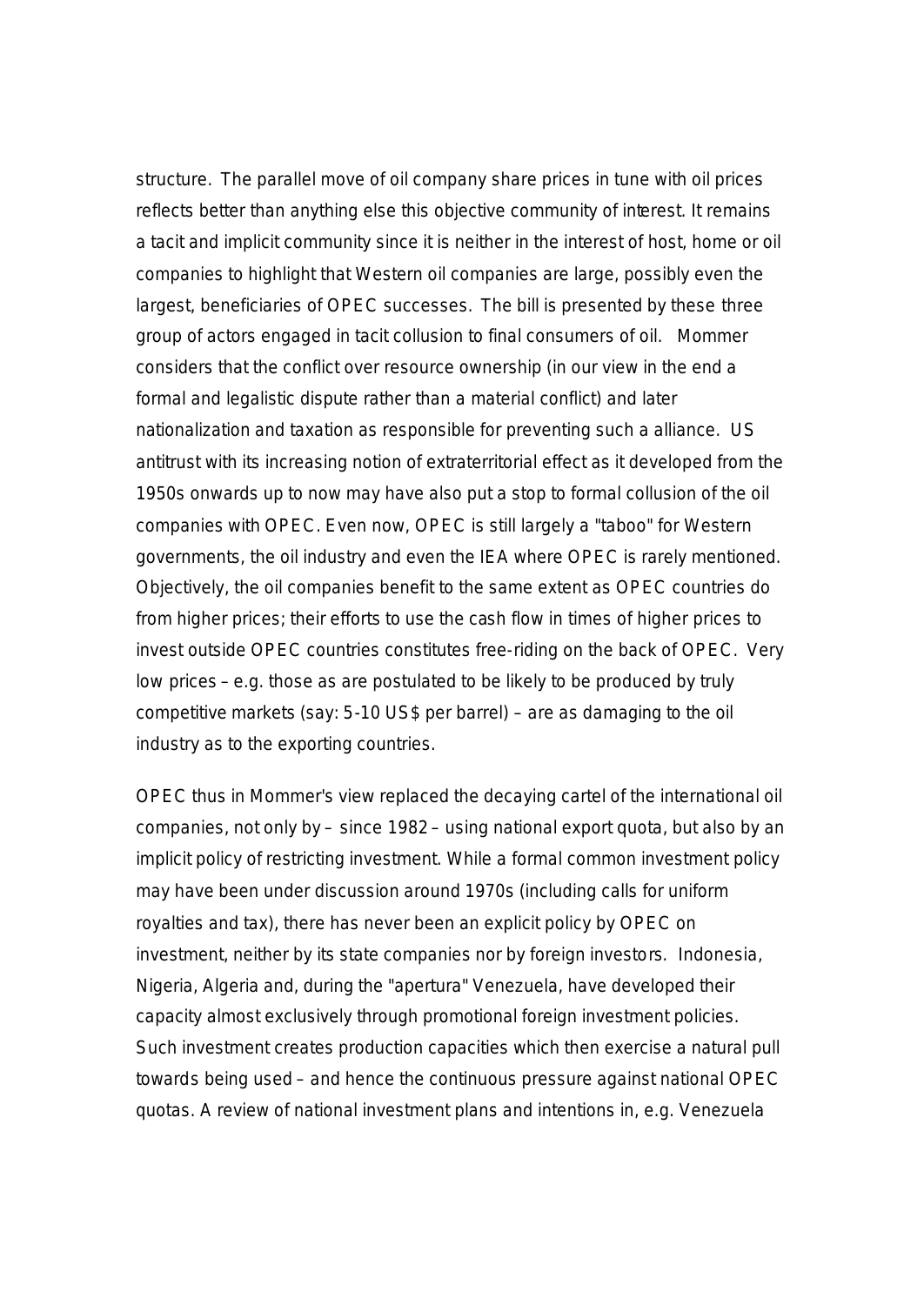structure. The parallel move of oil company share prices in tune with oil prices reflects better than anything else this objective community of interest. It remains a tacit and implicit community since it is neither in the interest of host, home or oil companies to highlight that Western oil companies are large, possibly even the largest, beneficiaries of OPEC successes. The bill is presented by these three group of actors engaged in tacit collusion to final consumers of oil. Mommer considers that the conflict over resource ownership (in our view in the end a formal and legalistic dispute rather than a material conflict) and later nationalization and taxation as responsible for preventing such a alliance. US antitrust with its increasing notion of extraterritorial effect as it developed from the 1950s onwards up to now may have also put a stop to formal collusion of the oil companies with OPEC. Even now, OPEC is still largely a "taboo" for Western governments, the oil industry and even the IEA where OPEC is rarely mentioned. Objectively, the oil companies benefit to the same extent as OPEC countries do from higher prices; their efforts to use the cash flow in times of higher prices to invest outside OPEC countries constitutes free-riding on the back of OPEC. Very low prices – e.g. those as are postulated to be likely to be produced by truly competitive markets (say: 5-10 US$ per barrel) – are as damaging to the oil industry as to the exporting countries.

OPEC thus in Mommer's view replaced the decaying cartel of the international oil companies, not only by – since 1982 – using national export quota, but also by an implicit policy of restricting investment. While a formal common investment policy may have been under discussion around 1970s (including calls for uniform royalties and tax), there has never been an explicit policy by OPEC on investment, neither by its state companies nor by foreign investors. Indonesia, Nigeria, Algeria and, during the "apertura" Venezuela, have developed their capacity almost exclusively through promotional foreign investment policies. Such investment creates production capacities which then exercise a natural pull towards being used – and hence the continuous pressure against national OPEC quotas. A review of national investment plans and intentions in, e.g. Venezuela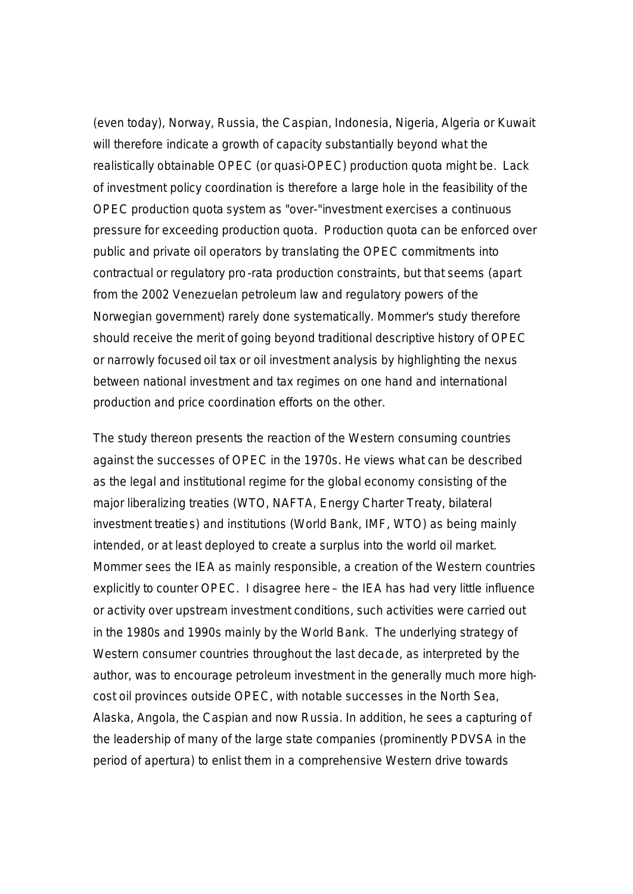(even today), Norway, Russia, the Caspian, Indonesia, Nigeria, Algeria or Kuwait will therefore indicate a growth of capacity substantially beyond what the realistically obtainable OPEC (or quasi-OPEC) production quota might be. Lack of investment policy coordination is therefore a large hole in the feasibility of the OPEC production quota system as "over-"investment exercises a continuous pressure for exceeding production quota. Production quota can be enforced over public and private oil operators by translating the OPEC commitments into contractual or regulatory pro-rata production constraints, but that seems (apart from the 2002 Venezuelan petroleum law and regulatory powers of the Norwegian government) rarely done systematically. Mommer's study therefore should receive the merit of going beyond traditional descriptive history of OPEC or narrowly focused oil tax or oil investment analysis by highlighting the nexus between national investment and tax regimes on one hand and international production and price coordination efforts on the other.

The study thereon presents the reaction of the Western consuming countries against the successes of OPEC in the 1970s. He views what can be described as the legal and institutional regime for the global economy consisting of the major liberalizing treaties (WTO, NAFTA, Energy Charter Treaty, bilateral investment treaties) and institutions (World Bank, IMF, WTO) as being mainly intended, or at least deployed to create a surplus into the world oil market. Mommer sees the IEA as mainly responsible, a creation of the Western countries explicitly to counter OPEC. I disagree here – the IEA has had very little influence or activity over upstream investment conditions, such activities were carried out in the 1980s and 1990s mainly by the World Bank. The underlying strategy of Western consumer countries throughout the last decade, as interpreted by the author, was to encourage petroleum investment in the generally much more high-cost oil provinces outside OPEC, with notable successes in the North Sea, Alaska, Angola, the Caspian and now Russia. In addition, he sees a capturing of the leadership of many of the large state companies (prominently PDVSA in the period of apertura) to enlist them in a comprehensive Western drive towards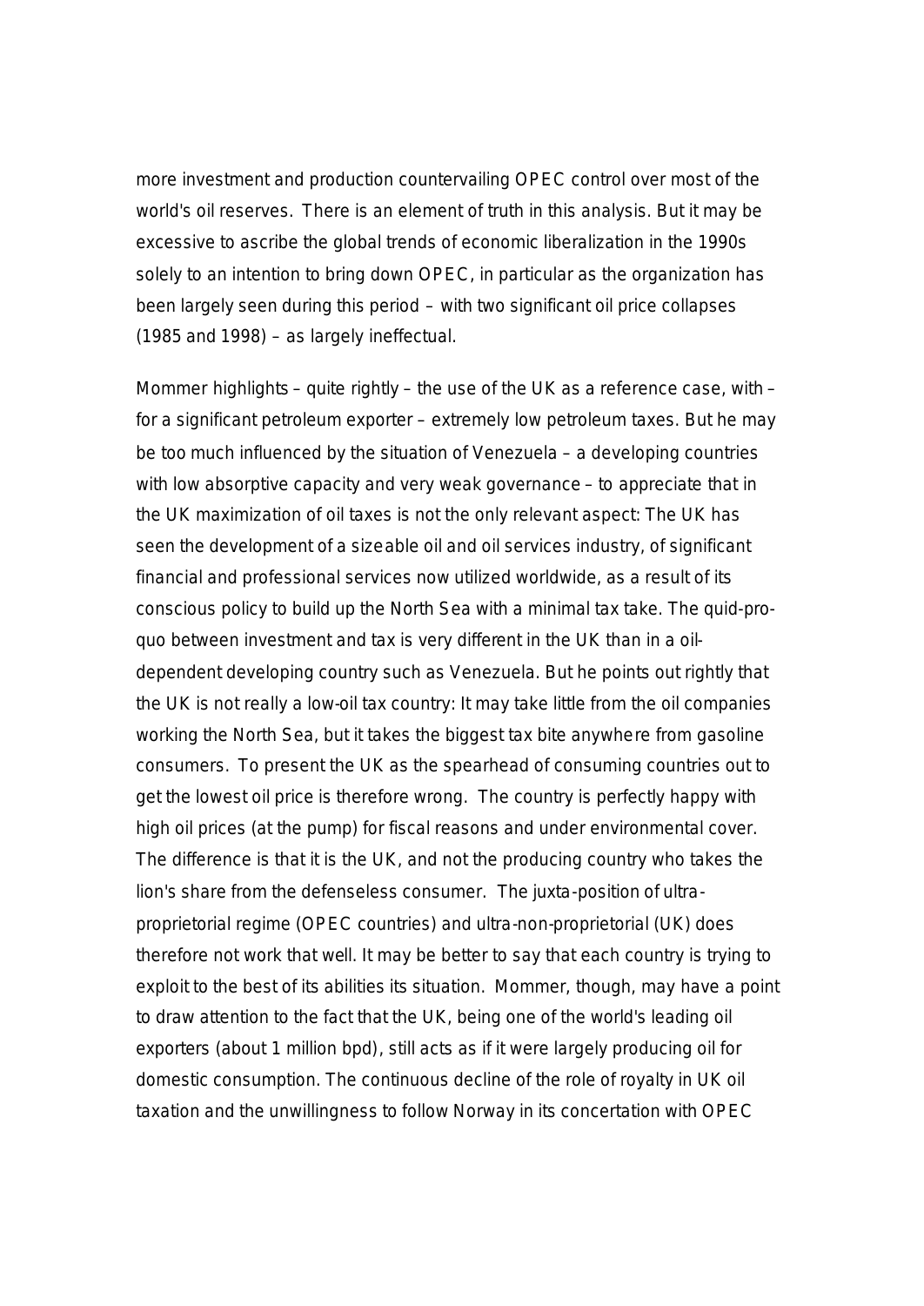more investment and production countervailing OPEC control over most of the world's oil reserves. There is an element of truth in this analysis. But it may be excessive to ascribe the global trends of economic liberalization in the 1990s solely to an intention to bring down OPEC, in particular as the organization has been largely seen during this period – with two significant oil price collapses (1985 and 1998) – as largely ineffectual.

Mommer highlights – quite rightly – the use of the UK as a reference case, with – for a significant petroleum exporter – extremely low petroleum taxes. But he may be too much influenced by the situation of Venezuela – a developing countries with low absorptive capacity and very weak governance – to appreciate that in the UK maximization of oil taxes is not the only relevant aspect: The UK has seen the development of a sizeable oil and oil services industry, of significant financial and professional services now utilized worldwide, as a result of its conscious policy to build up the North Sea with a minimal tax take. The quid-pro-quo between investment and tax is very different in the UK than in a oil-dependent developing country such as Venezuela. But he points out rightly that the UK is not really a low-oil tax country: It may take little from the oil companies working the North Sea, but it takes the biggest tax bite anywhere from gasoline consumers. To present the UK as the spearhead of consuming countries out to get the lowest oil price is therefore wrong. The country is perfectly happy with high oil prices (at the pump) for fiscal reasons and under environmental cover. The difference is that it is the UK, and not the producing country who takes the lion's share from the defenseless consumer. The juxta-position of ultra-proprietorial regime (OPEC countries) and ultra-non-proprietorial (UK) does therefore not work that well. It may be better to say that each country is trying to exploit to the best of its abilities its situation. Mommer, though, may have a point to draw attention to the fact that the UK, being one of the world's leading oil exporters (about 1 million bpd), still acts as if it were largely producing oil for domestic consumption. The continuous decline of the role of royalty in UK oil taxation and the unwillingness to follow Norway in its concertation with OPEC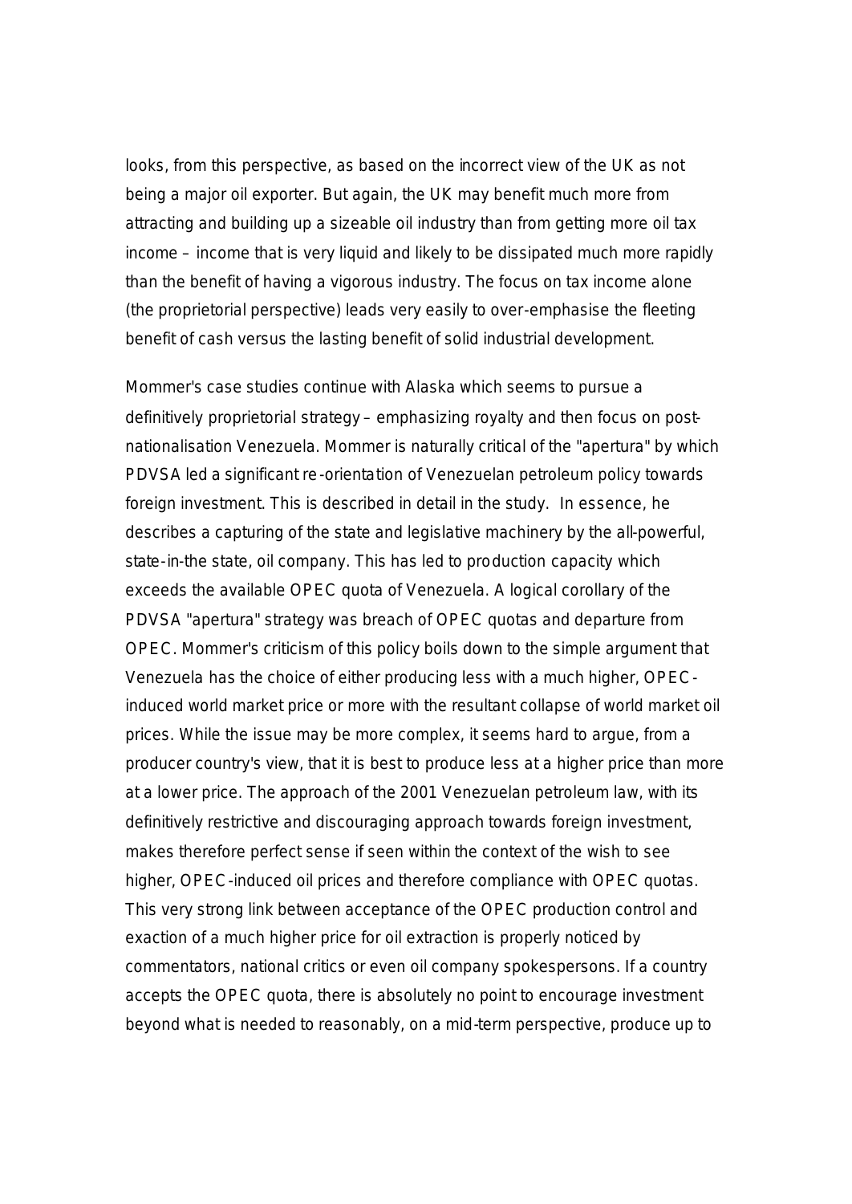looks, from this perspective, as based on the incorrect view of the UK as not being a major oil exporter. But again, the UK may benefit much more from attracting and building up a sizeable oil industry than from getting more oil tax income – income that is very liquid and likely to be dissipated much more rapidly than the benefit of having a vigorous industry. The focus on tax income alone (the proprietorial perspective) leads very easily to over-emphasise the fleeting benefit of cash versus the lasting benefit of solid industrial development.

Mommer's case studies continue with Alaska which seems to pursue a definitively proprietorial strategy – emphasizing royalty and then focus on post-nationalisation Venezuela. Mommer is naturally critical of the "apertura" by which PDVSA led a significant re-orientation of Venezuelan petroleum policy towards foreign investment. This is described in detail in the study. In essence, he describes a capturing of the state and legislative machinery by the all-powerful, state-in-the state, oil company. This has led to production capacity which exceeds the available OPEC quota of Venezuela. A logical corollary of the PDVSA "apertura" strategy was breach of OPEC quotas and departure from OPEC. Mommer's criticism of this policy boils down to the simple argument that Venezuela has the choice of either producing less with a much higher, OPEC-induced world market price or more with the resultant collapse of world market oil prices. While the issue may be more complex, it seems hard to argue, from a producer country's view, that it is best to produce less at a higher price than more at a lower price. The approach of the 2001 Venezuelan petroleum law, with its definitively restrictive and discouraging approach towards foreign investment, makes therefore perfect sense if seen within the context of the wish to see higher, OPEC-induced oil prices and therefore compliance with OPEC quotas. This very strong link between acceptance of the OPEC production control and exaction of a much higher price for oil extraction is properly noticed by commentators, national critics or even oil company spokespersons. If a country accepts the OPEC quota, there is absolutely no point to encourage investment beyond what is needed to reasonably, on a mid-term perspective, produce up to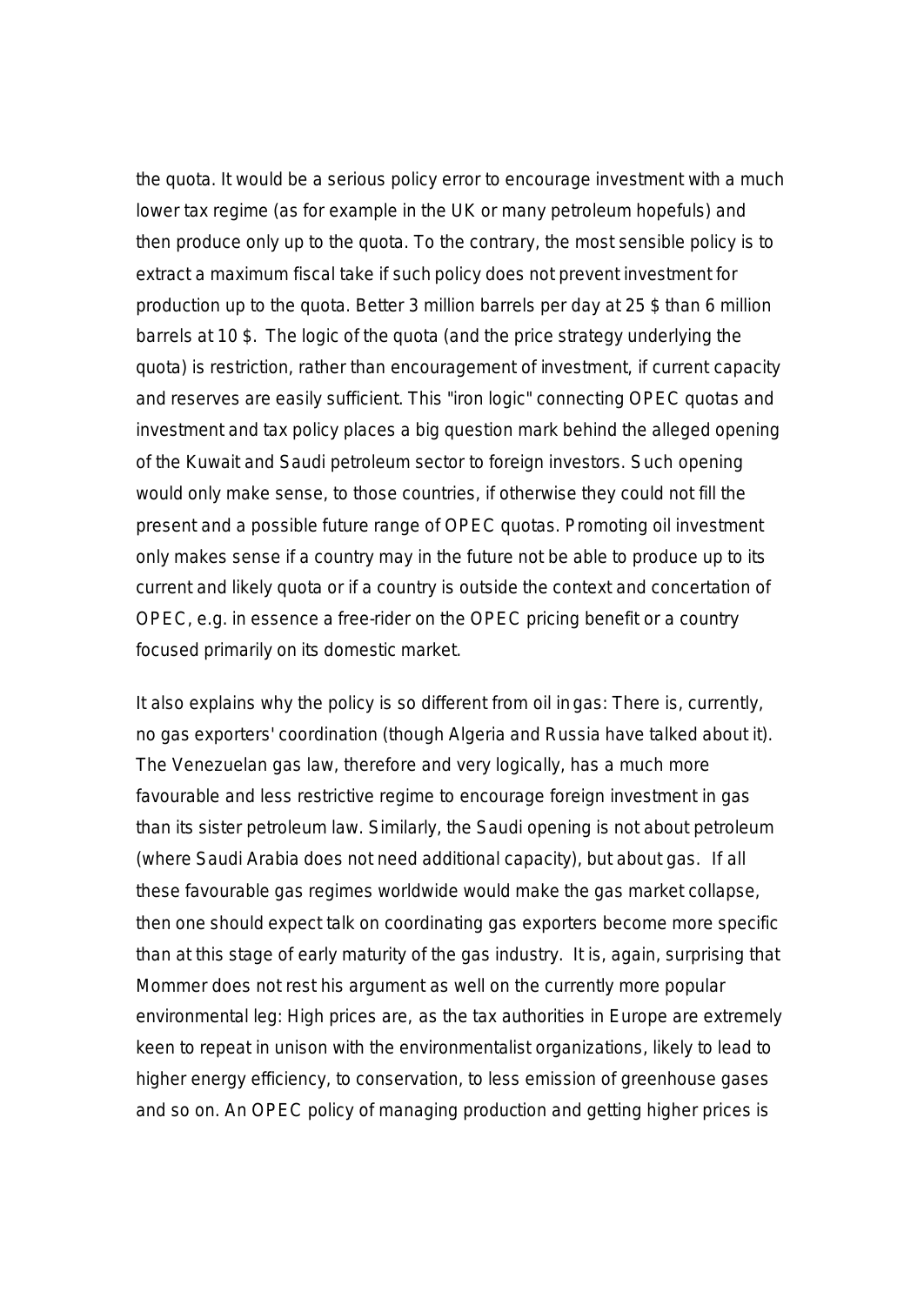the quota. It would be a serious policy error to encourage investment with a much lower tax regime (as for example in the UK or many petroleum hopefuls) and then produce only up to the quota. To the contrary, the most sensible policy is to extract a maximum fiscal take if such policy does not prevent investment for production up to the quota. Better 3 million barrels per day at 25 $ than 6 million barrels at 10 $. The logic of the quota (and the price strategy underlying the quota) is restriction, rather than encouragement of investment, if current capacity and reserves are easily sufficient. This "iron logic" connecting OPEC quotas and investment and tax policy places a big question mark behind the alleged opening of the Kuwait and Saudi petroleum sector to foreign investors. Such opening would only make sense, to those countries, if otherwise they could not fill the present and a possible future range of OPEC quotas. Promoting oil investment only makes sense if a country may in the future not be able to produce up to its current and likely quota or if a country is outside the context and concertation of OPEC, e.g. in essence a free-rider on the OPEC pricing benefit or a country focused primarily on its domestic market.

It also explains why the policy is so different from oil in gas: There is, currently, no gas exporters' coordination (though Algeria and Russia have talked about it). The Venezuelan gas law, therefore and very logically, has a much more favourable and less restrictive regime to encourage foreign investment in gas than its sister petroleum law. Similarly, the Saudi opening is not about petroleum (where Saudi Arabia does not need additional capacity), but about gas. If all these favourable gas regimes worldwide would make the gas market collapse, then one should expect talk on coordinating gas exporters become more specific than at this stage of early maturity of the gas industry. It is, again, surprising that Mommer does not rest his argument as well on the currently more popular environmental leg: High prices are, as the tax authorities in Europe are extremely keen to repeat in unison with the environmentalist organizations, likely to lead to higher energy efficiency, to conservation, to less emission of greenhouse gases and so on. An OPEC policy of managing production and getting higher prices is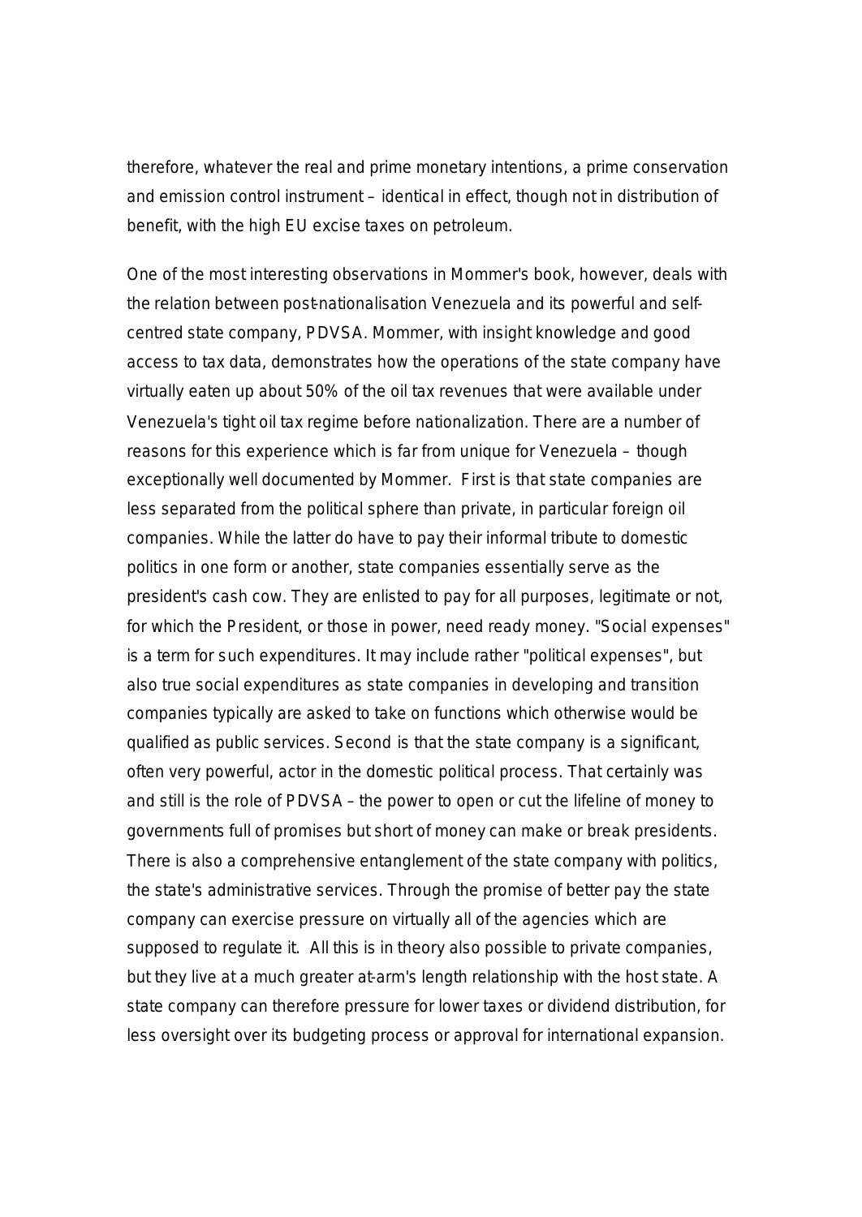therefore, whatever the real and prime monetary intentions, a prime conservation and emission control instrument – identical in effect, though not in distribution of benefit, with the high EU excise taxes on petroleum.

One of the most interesting observations in Mommer's book, however, deals with the relation between post-nationalisation Venezuela and its powerful and self-centred state company, PDVSA. Mommer, with insight knowledge and good access to tax data, demonstrates how the operations of the state company have virtually eaten up about 50% of the oil tax revenues that were available under Venezuela's tight oil tax regime before nationalization. There are a number of reasons for this experience which is far from unique for Venezuela – though exceptionally well documented by Mommer. First is that state companies are less separated from the political sphere than private, in particular foreign oil companies. While the latter do have to pay their informal tribute to domestic politics in one form or another, state companies essentially serve as the president's cash cow. They are enlisted to pay for all purposes, legitimate or not, for which the President, or those in power, need ready money. "Social expenses" is a term for such expenditures. It may include rather "political expenses", but also true social expenditures as state companies in developing and transition companies typically are asked to take on functions which otherwise would be qualified as public services. Second is that the state company is a significant, often very powerful, actor in the domestic political process. That certainly was and still is the role of PDVSA – the power to open or cut the lifeline of money to governments full of promises but short of money can make or break presidents. There is also a comprehensive entanglement of the state company with politics, the state's administrative services. Through the promise of better pay the state company can exercise pressure on virtually all of the agencies which are supposed to regulate it. All this is in theory also possible to private companies, but they live at a much greater at-arm's length relationship with the host state. A state company can therefore pressure for lower taxes or dividend distribution, for less oversight over its budgeting process or approval for international expansion.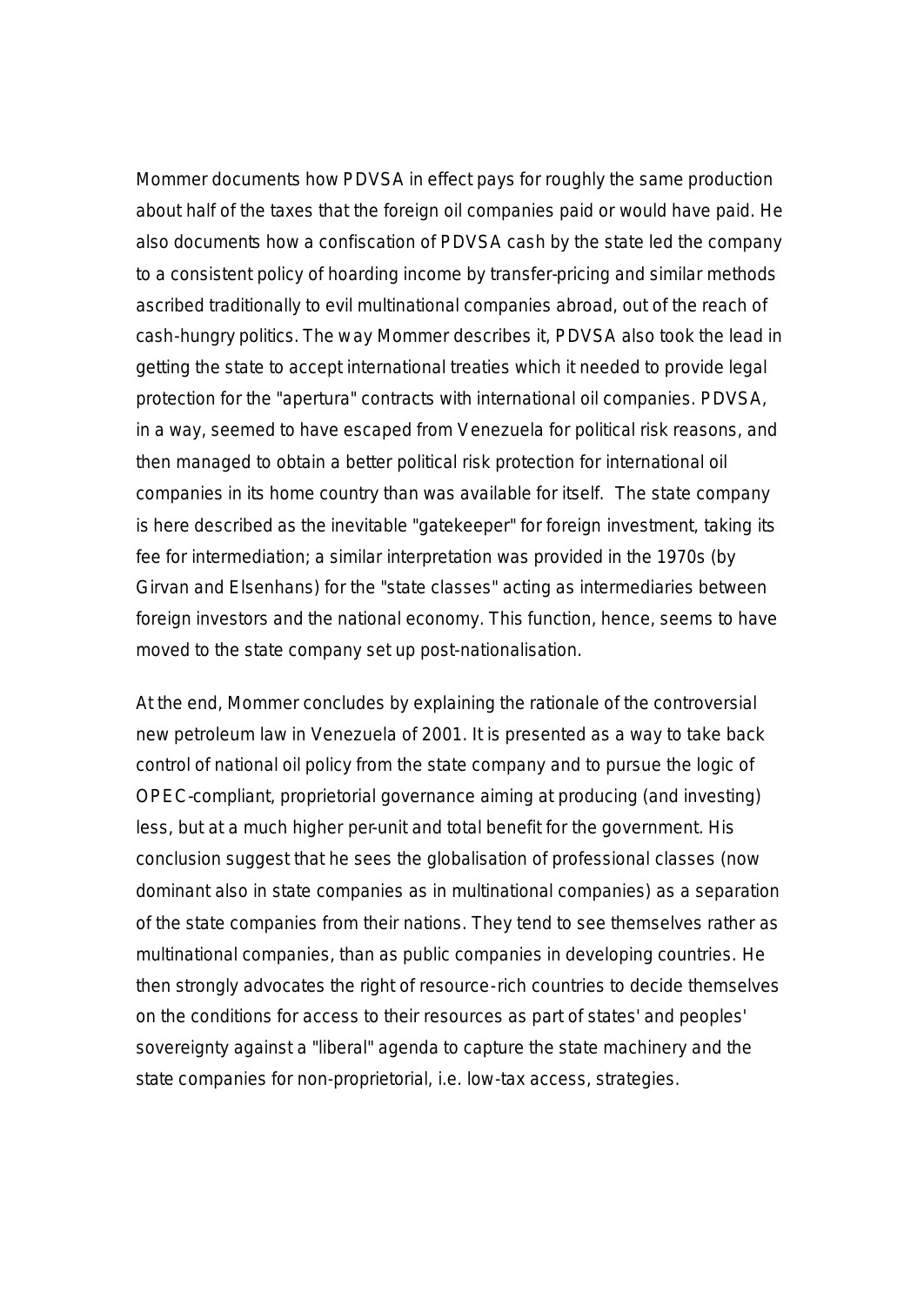Mommer documents how PDVSA in effect pays for roughly the same production about half of the taxes that the foreign oil companies paid or would have paid. He also documents how a confiscation of PDVSA cash by the state led the company to a consistent policy of hoarding income by transfer-pricing and similar methods ascribed traditionally to evil multinational companies abroad, out of the reach of cash-hungry politics. The way Mommer describes it, PDVSA also took the lead in getting the state to accept international treaties which it needed to provide legal protection for the "apertura" contracts with international oil companies. PDVSA, in a way, seemed to have escaped from Venezuela for political risk reasons, and then managed to obtain a better political risk protection for international oil companies in its home country than was available for itself. The state company is here described as the inevitable "gatekeeper" for foreign investment, taking its fee for intermediation; a similar interpretation was provided in the 1970s (by Girvan and Elsenhans) for the "state classes" acting as intermediaries between foreign investors and the national economy. This function, hence, seems to have moved to the state company set up post-nationalisation.

At the end, Mommer concludes by explaining the rationale of the controversial new petroleum law in Venezuela of 2001. It is presented as a way to take back control of national oil policy from the state company and to pursue the logic of OPEC-compliant, proprietorial governance aiming at producing (and investing) less, but at a much higher per-unit and total benefit for the government. His conclusion suggest that he sees the globalisation of professional classes (now dominant also in state companies as in multinational companies) as a separation of the state companies from their nations. They tend to see themselves rather as multinational companies, than as public companies in developing countries. He then strongly advocates the right of resource-rich countries to decide themselves on the conditions for access to their resources as part of states' and peoples' sovereignty against a "liberal" agenda to capture the state machinery and the state companies for non-proprietorial, i.e. low-tax access, strategies.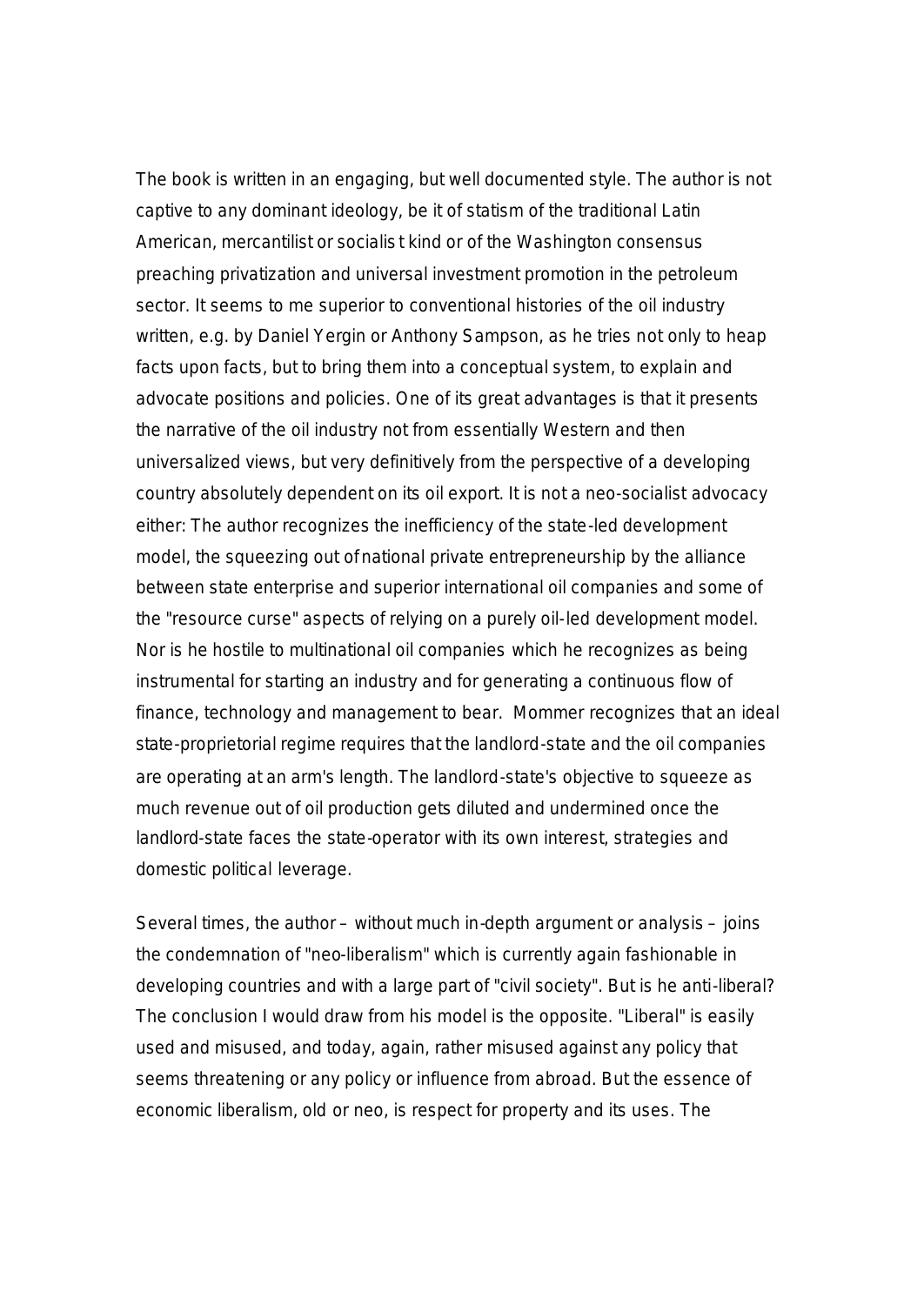The book is written in an engaging, but well documented style. The author is not captive to any dominant ideology, be it of statism of the traditional Latin American, mercantilist or socialis t kind or of the Washington consensus preaching privatization and universal investment promotion in the petroleum sector. It seems to me superior to conventional histories of the oil industry written, e.g. by Daniel Yergin or Anthony Sampson, as he tries not only to heap facts upon facts, but to bring them into a conceptual system, to explain and advocate positions and policies. One of its great advantages is that it presents the narrative of the oil industry not from essentially Western and then universalized views, but very definitively from the perspective of a developing country absolutely dependent on its oil export. It is not a neo-socialist advocacy either: The author recognizes the inefficiency of the state-led development model, the squeezing out of national private entrepreneurship by the alliance between state enterprise and superior international oil companies and some of the "resource curse" aspects of relying on a purely oil-led development model. Nor is he hostile to multinational oil companies which he recognizes as being instrumental for starting an industry and for generating a continuous flow of finance, technology and management to bear. Mommer recognizes that an ideal state-proprietorial regime requires that the landlord-state and the oil companies are operating at an arm's length. The landlord-state's objective to squeeze as much revenue out of oil production gets diluted and undermined once the landlord-state faces the state-operator with its own interest, strategies and domestic political leverage.

Several times, the author – without much in-depth argument or analysis – joins the condemnation of "neo-liberalism" which is currently again fashionable in developing countries and with a large part of "civil society". But is he anti-liberal? The conclusion I would draw from his model is the opposite. "Liberal" is easily used and misused, and today, again, rather misused against any policy that seems threatening or any policy or influence from abroad. But the essence of economic liberalism, old or neo, is respect for property and its uses. The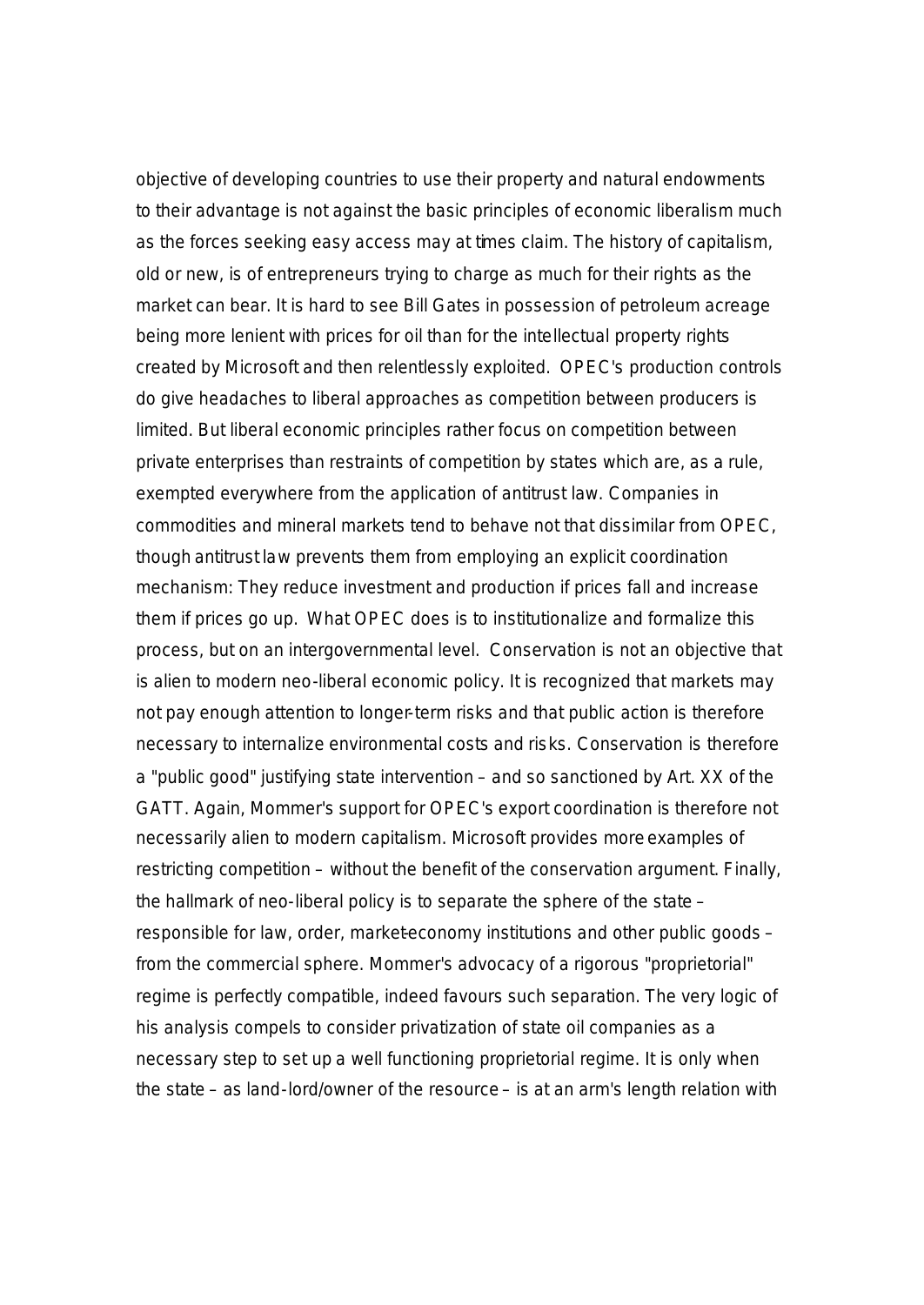objective of developing countries to use their property and natural endowments to their advantage is not against the basic principles of economic liberalism much as the forces seeking easy access may at times claim. The history of capitalism, old or new, is of entrepreneurs trying to charge as much for their rights as the market can bear. It is hard to see Bill Gates in possession of petroleum acreage being more lenient with prices for oil than for the intellectual property rights created by Microsoft and then relentlessly exploited. OPEC's production controls do give headaches to liberal approaches as competition between producers is limited. But liberal economic principles rather focus on competition between private enterprises than restraints of competition by states which are, as a rule, exempted everywhere from the application of antitrust law. Companies in commodities and mineral markets tend to behave not that dissimilar from OPEC, though antitrust law prevents them from employing an explicit coordination mechanism: They reduce investment and production if prices fall and increase them if prices go up. What OPEC does is to institutionalize and formalize this process, but on an intergovernmental level. Conservation is not an objective that is alien to modern neo-liberal economic policy. It is recognized that markets may not pay enough attention to longer-term risks and that public action is therefore necessary to internalize environmental costs and risks. Conservation is therefore a "public good" justifying state intervention – and so sanctioned by Art. XX of the GATT. Again, Mommer's support for OPEC's export coordination is therefore not necessarily alien to modern capitalism. Microsoft provides more examples of restricting competition – without the benefit of the conservation argument. Finally, the hallmark of neo-liberal policy is to separate the sphere of the state – responsible for law, order, market-economy institutions and other public goods – from the commercial sphere. Mommer's advocacy of a rigorous "proprietorial" regime is perfectly compatible, indeed favours such separation. The very logic of his analysis compels to consider privatization of state oil companies as a necessary step to set up a well functioning proprietorial regime. It is only when the state – as land-lord/owner of the resource – is at an arm's length relation with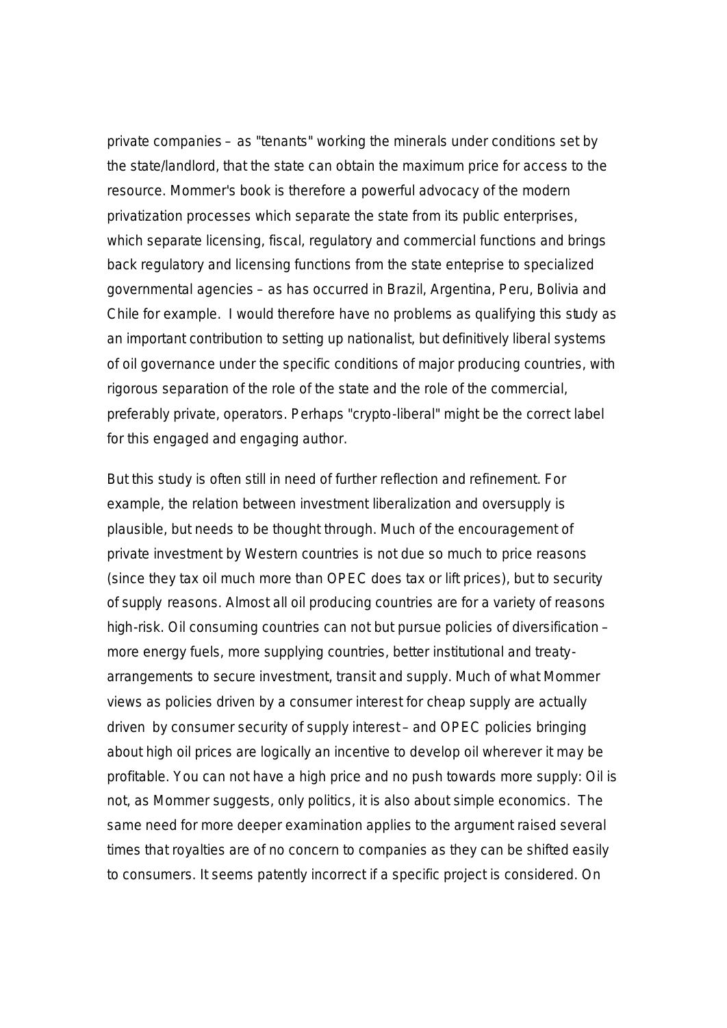private companies – as "tenants" working the minerals under conditions set by the state/landlord, that the state can obtain the maximum price for access to the resource. Mommer's book is therefore a powerful advocacy of the modern privatization processes which separate the state from its public enterprises, which separate licensing, fiscal, regulatory and commercial functions and brings back regulatory and licensing functions from the state enteprise to specialized governmental agencies – as has occurred in Brazil, Argentina, Peru, Bolivia and Chile for example. I would therefore have no problems as qualifying this study as an important contribution to setting up nationalist, but definitively liberal systems of oil governance under the specific conditions of major producing countries, with rigorous separation of the role of the state and the role of the commercial, preferably private, operators. Perhaps "crypto-liberal" might be the correct label for this engaged and engaging author.

But this study is often still in need of further reflection and refinement. For example, the relation between investment liberalization and oversupply is plausible, but needs to be thought through. Much of the encouragement of private investment by Western countries is not due so much to price reasons (since they tax oil much more than OPEC does tax or lift prices), but to security of supply reasons. Almost all oil producing countries are for a variety of reasons high-risk. Oil consuming countries can not but pursue policies of diversification – more energy fuels, more supplying countries, better institutional and treaty-arrangements to secure investment, transit and supply. Much of what Mommer views as policies driven by a consumer interest for cheap supply are actually driven by consumer security of supply interest – and OPEC policies bringing about high oil prices are logically an incentive to develop oil wherever it may be profitable. You can not have a high price and no push towards more supply: Oil is not, as Mommer suggests, only politics, it is also about simple economics. The same need for more deeper examination applies to the argument raised several times that royalties are of no concern to companies as they can be shifted easily to consumers. It seems patently incorrect if a specific project is considered. On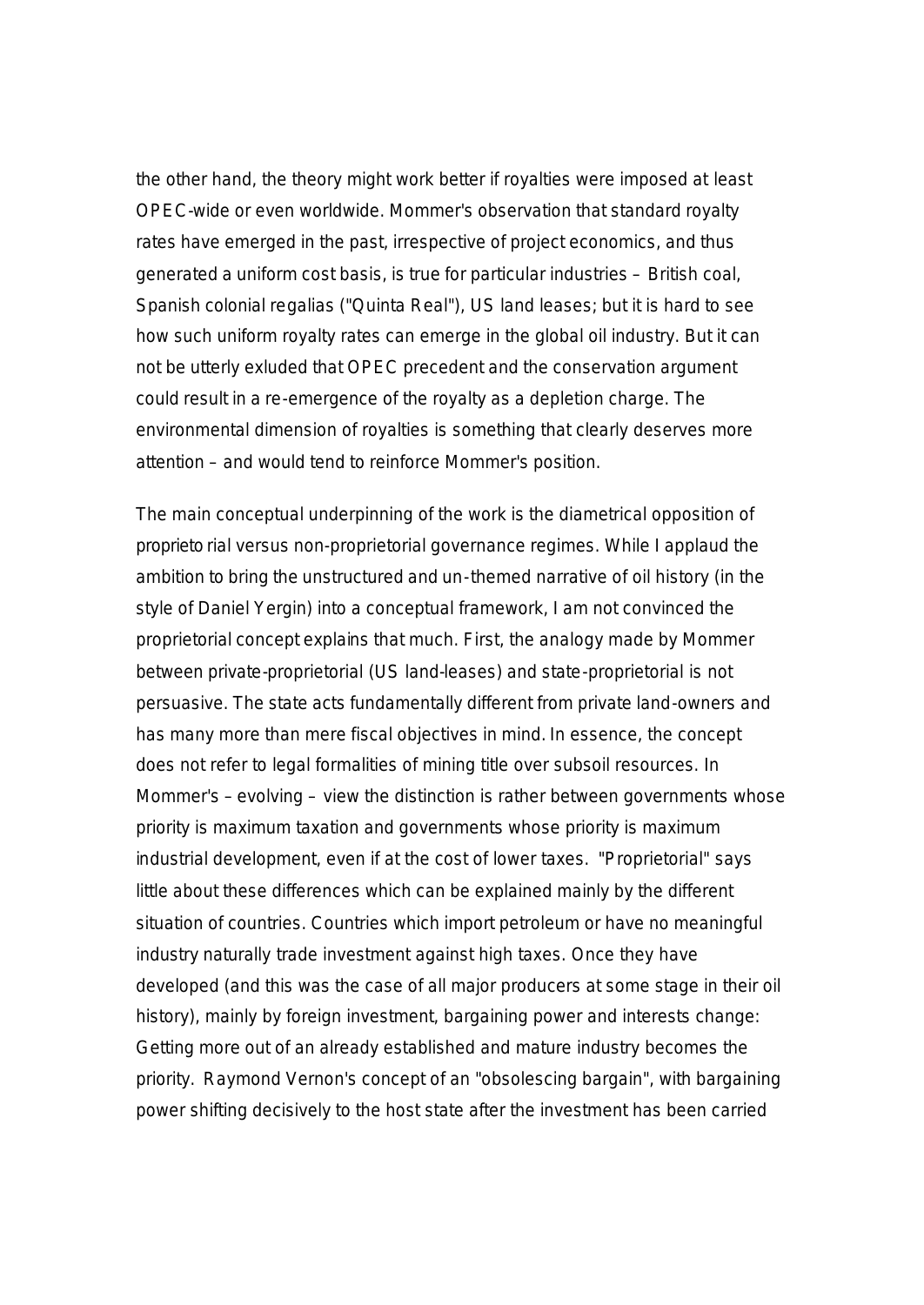the other hand, the theory might work better if royalties were imposed at least OPEC-wide or even worldwide. Mommer's observation that standard royalty rates have emerged in the past, irrespective of project economics, and thus generated a uniform cost basis, is true for particular industries – British coal, Spanish colonial regalias ("Quinta Real"), US land leases; but it is hard to see how such uniform royalty rates can emerge in the global oil industry. But it can not be utterly exluded that OPEC precedent and the conservation argument could result in a re-emergence of the royalty as a depletion charge. The environmental dimension of royalties is something that clearly deserves more attention – and would tend to reinforce Mommer's position.

The main conceptual underpinning of the work is the diametrical opposition of proprieto rial versus non-proprietorial governance regimes. While I applaud the ambition to bring the unstructured and un-themed narrative of oil history (in the style of Daniel Yergin) into a conceptual framework, I am not convinced the proprietorial concept explains that much. First, the analogy made by Mommer between private-proprietorial (US land-leases) and state-proprietorial is not persuasive. The state acts fundamentally different from private land-owners and has many more than mere fiscal objectives in mind. In essence, the concept does not refer to legal formalities of mining title over subsoil resources. In Mommer's – evolving – view the distinction is rather between governments whose priority is maximum taxation and governments whose priority is maximum industrial development, even if at the cost of lower taxes. "Proprietorial" says little about these differences which can be explained mainly by the different situation of countries. Countries which import petroleum or have no meaningful industry naturally trade investment against high taxes. Once they have developed (and this was the case of all major producers at some stage in their oil history), mainly by foreign investment, bargaining power and interests change: Getting more out of an already established and mature industry becomes the priority. Raymond Vernon's concept of an "obsolescing bargain", with bargaining power shifting decisively to the host state after the investment has been carried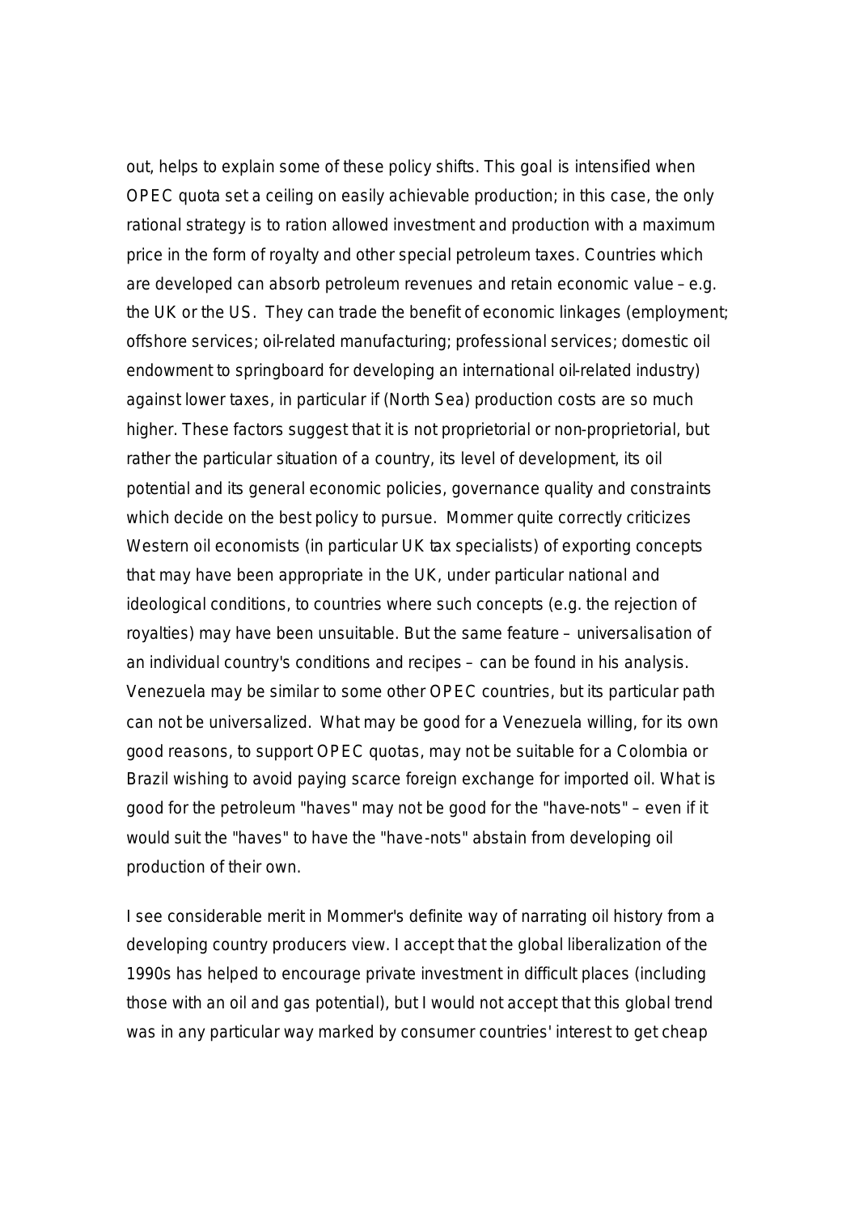out, helps to explain some of these policy shifts. This goal is intensified when OPEC quota set a ceiling on easily achievable production; in this case, the only rational strategy is to ration allowed investment and production with a maximum price in the form of royalty and other special petroleum taxes. Countries which are developed can absorb petroleum revenues and retain economic value – e.g. the UK or the US. They can trade the benefit of economic linkages (employment; offshore services; oil-related manufacturing; professional services; domestic oil endowment to springboard for developing an international oil-related industry) against lower taxes, in particular if (North Sea) production costs are so much higher. These factors suggest that it is not proprietorial or non-proprietorial, but rather the particular situation of a country, its level of development, its oil potential and its general economic policies, governance quality and constraints which decide on the best policy to pursue. Mommer quite correctly criticizes Western oil economists (in particular UK tax specialists) of exporting concepts that may have been appropriate in the UK, under particular national and ideological conditions, to countries where such concepts (e.g. the rejection of royalties) may have been unsuitable. But the same feature – universalisation of an individual country's conditions and recipes – can be found in his analysis. Venezuela may be similar to some other OPEC countries, but its particular path can not be universalized. What may be good for a Venezuela willing, for its own good reasons, to support OPEC quotas, may not be suitable for a Colombia or Brazil wishing to avoid paying scarce foreign exchange for imported oil. What is good for the petroleum "haves" may not be good for the "have-nots" – even if it would suit the "haves" to have the "have-nots" abstain from developing oil production of their own.

I see considerable merit in Mommer's definite way of narrating oil history from a developing country producers view. I accept that the global liberalization of the 1990s has helped to encourage private investment in difficult places (including those with an oil and gas potential), but I would not accept that this global trend was in any particular way marked by consumer countries' interest to get cheap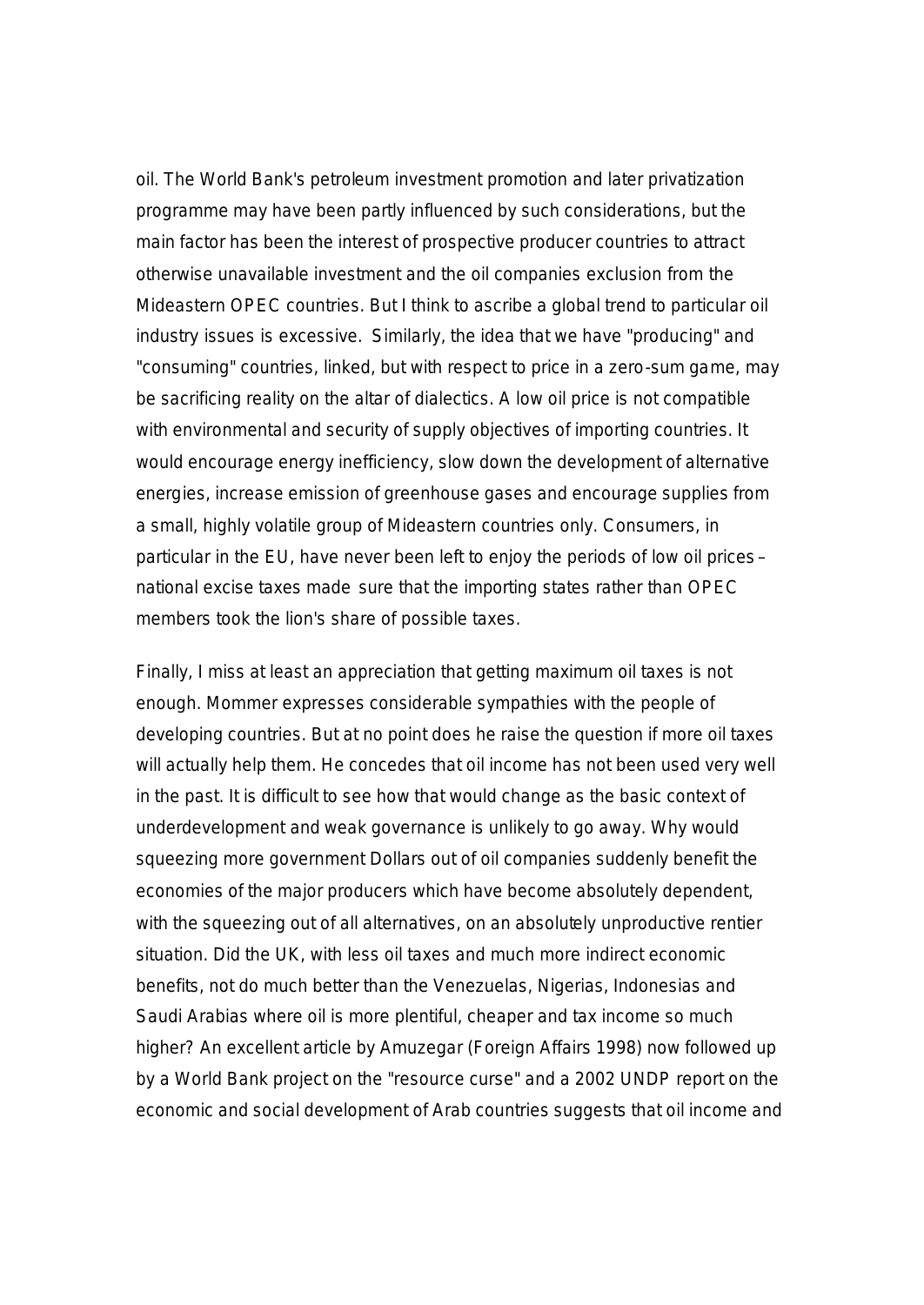oil. The World Bank's petroleum investment promotion and later privatization programme may have been partly influenced by such considerations, but the main factor has been the interest of prospective producer countries to attract otherwise unavailable investment and the oil companies exclusion from the Mideastern OPEC countries. But I think to ascribe a global trend to particular oil industry issues is excessive. Similarly, the idea that we have "producing" and "consuming" countries, linked, but with respect to price in a zero-sum game, may be sacrificing reality on the altar of dialectics. A low oil price is not compatible with environmental and security of supply objectives of importing countries. It would encourage energy inefficiency, slow down the development of alternative energies, increase emission of greenhouse gases and encourage supplies from a small, highly volatile group of Mideastern countries only. Consumers, in particular in the EU, have never been left to enjoy the periods of low oil prices – national excise taxes made sure that the importing states rather than OPEC members took the lion's share of possible taxes.

Finally, I miss at least an appreciation that getting maximum oil taxes is not enough. Mommer expresses considerable sympathies with the people of developing countries. But at no point does he raise the question if more oil taxes will actually help them. He concedes that oil income has not been used very well in the past. It is difficult to see how that would change as the basic context of underdevelopment and weak governance is unlikely to go away. Why would squeezing more government Dollars out of oil companies suddenly benefit the economies of the major producers which have become absolutely dependent, with the squeezing out of all alternatives, on an absolutely unproductive rentier situation. Did the UK, with less oil taxes and much more indirect economic benefits, not do much better than the Venezuelas, Nigerias, Indonesias and Saudi Arabias where oil is more plentiful, cheaper and tax income so much higher? An excellent article by Amuzegar (Foreign Affairs 1998) now followed up by a World Bank project on the "resource curse" and a 2002 UNDP report on the economic and social development of Arab countries suggests that oil income and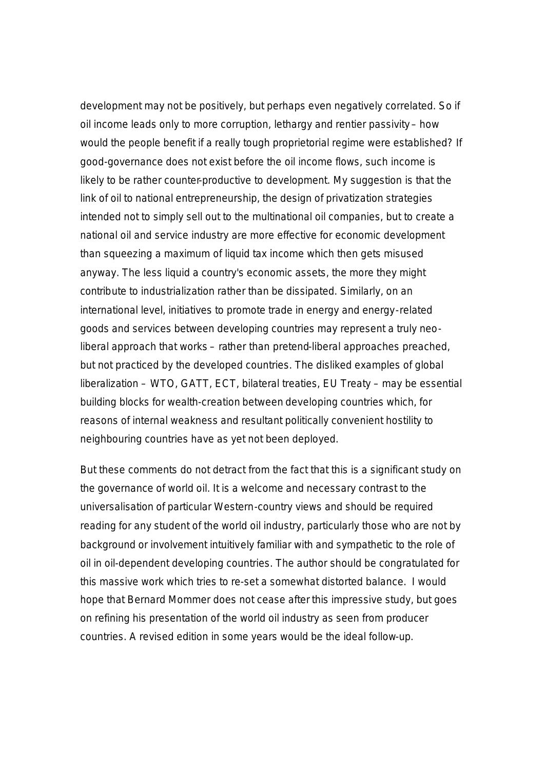development may not be positively, but perhaps even negatively correlated. So if oil income leads only to more corruption, lethargy and rentier passivity – how would the people benefit if a really tough proprietorial regime were established? If good-governance does not exist before the oil income flows, such income is likely to be rather counter-productive to development. My suggestion is that the link of oil to national entrepreneurship, the design of privatization strategies intended not to simply sell out to the multinational oil companies, but to create a national oil and service industry are more effective for economic development than squeezing a maximum of liquid tax income which then gets misused anyway. The less liquid a country's economic assets, the more they might contribute to industrialization rather than be dissipated. Similarly, on an international level, initiatives to promote trade in energy and energy-related goods and services between developing countries may represent a truly neo-liberal approach that works – rather than pretend-liberal approaches preached, but not practiced by the developed countries. The disliked examples of global liberalization – WTO, GATT, ECT, bilateral treaties, EU Treaty – may be essential building blocks for wealth-creation between developing countries which, for reasons of internal weakness and resultant politically convenient hostility to neighbouring countries have as yet not been deployed.

But these comments do not detract from the fact that this is a significant study on the governance of world oil. It is a welcome and necessary contrast to the universalisation of particular Western-country views and should be required reading for any student of the world oil industry, particularly those who are not by background or involvement intuitively familiar with and sympathetic to the role of oil in oil-dependent developing countries. The author should be congratulated for this massive work which tries to re-set a somewhat distorted balance. I would hope that Bernard Mommer does not cease after this impressive study, but goes on refining his presentation of the world oil industry as seen from producer countries. A revised edition in some years would be the ideal follow-up.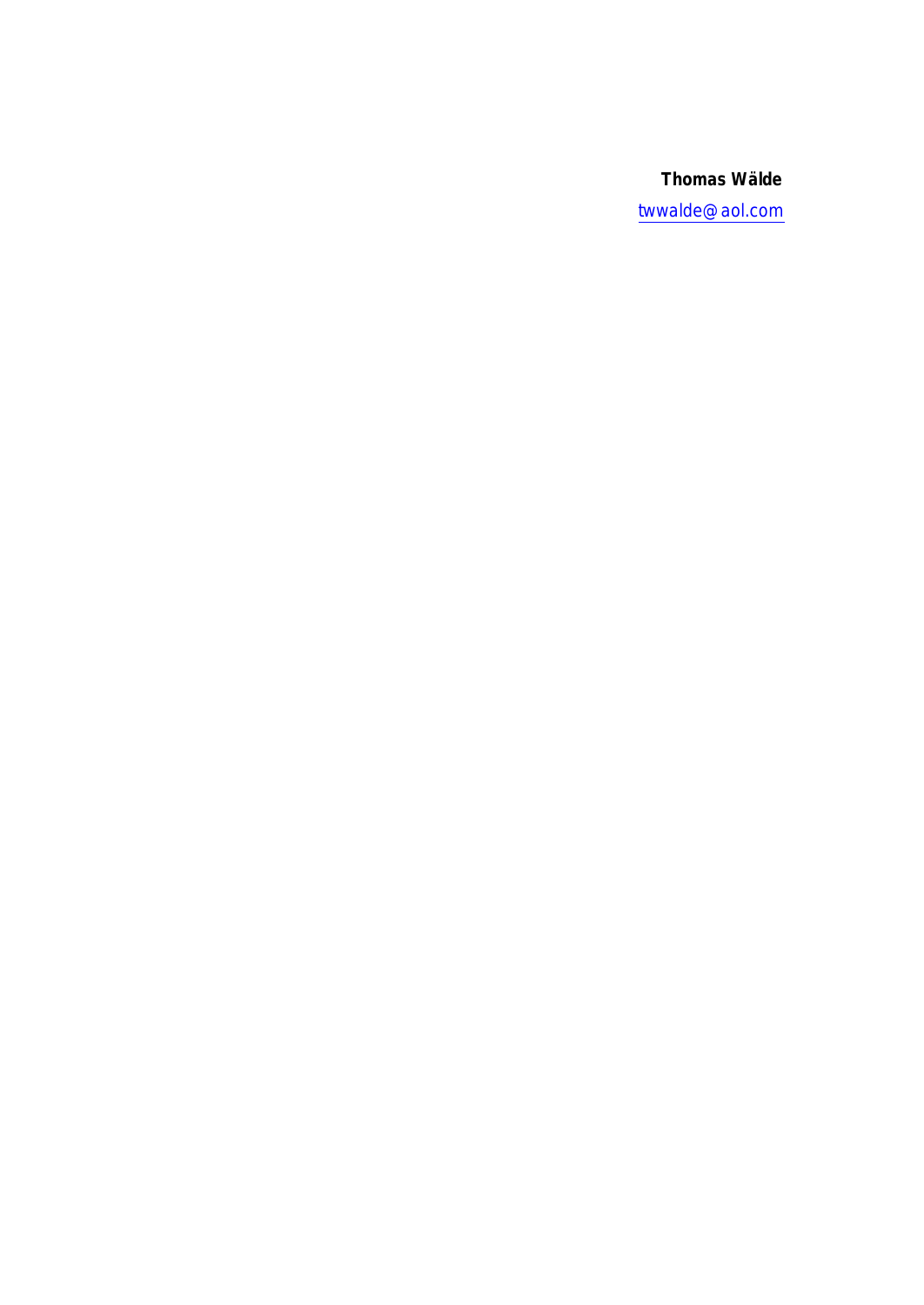**Thomas Wälde**

twwalde@aol.com